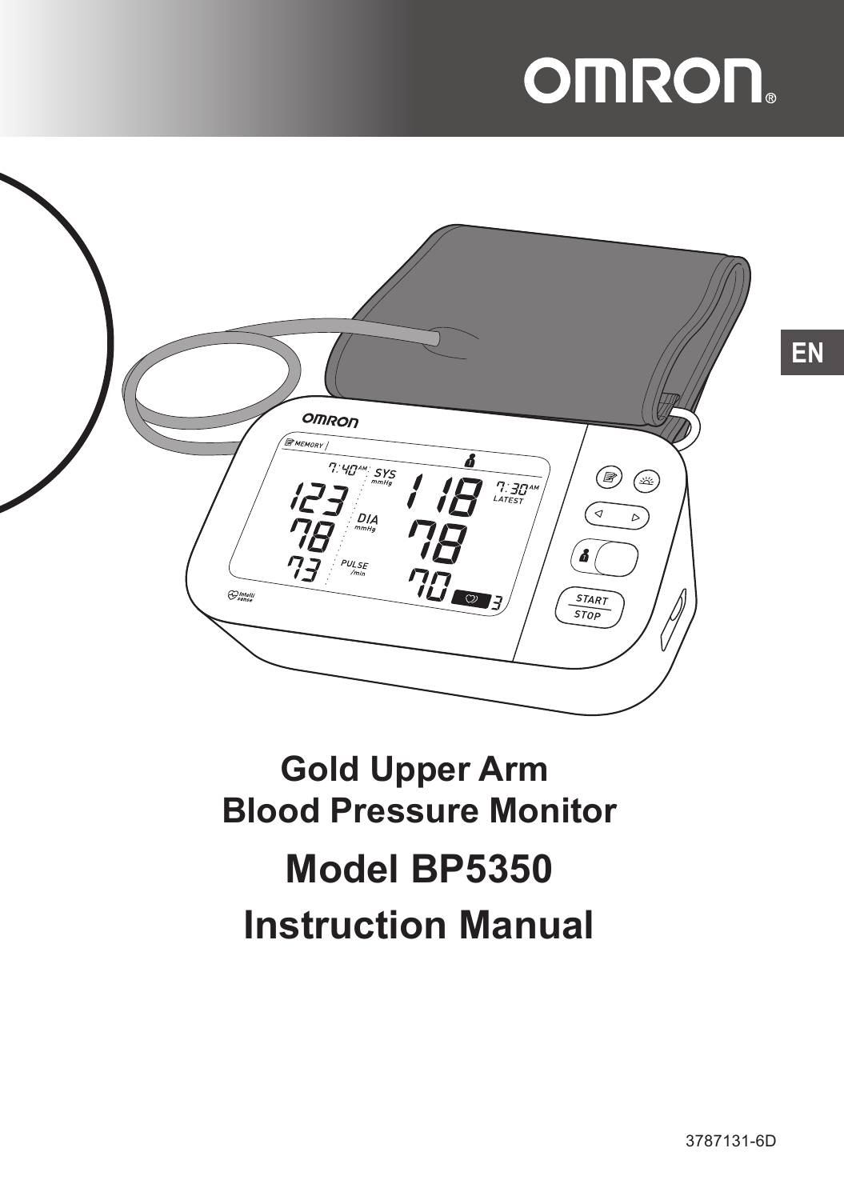OMRON

EN

# Gold Upper Arm Blood Pressure Monitor

# Model BP5350

# Instruction Manual

3787131-6D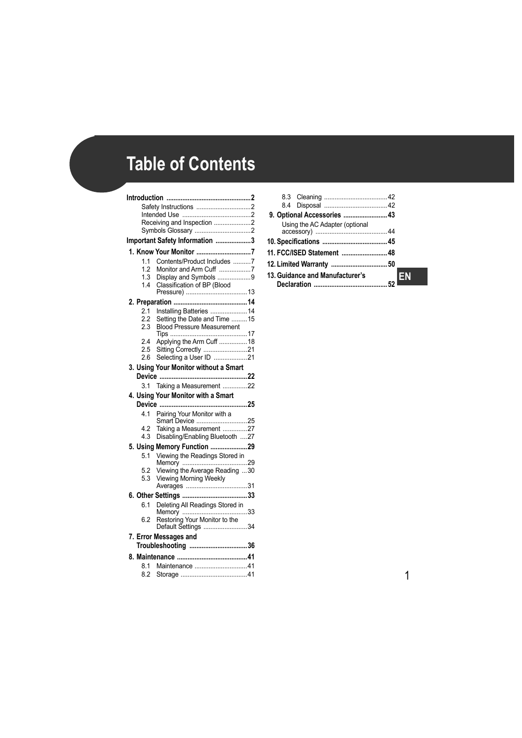# Table of Contents

**Introduction** ..............................................2

- Safety Instructions ..............................2
- Intended Use ......................................2
- Receiving and Inspection ....................2
- Symbols Glossary ...............................2

**Important Safety Information** ....................3

**1. Know Your Monitor** ..............................7

- 1.1 Contents/Product Includes ..........7
- 1.2 Monitor and Arm Cuff ..................7
- 1.3 Display and Symbols ...................9
- 1.4 Classification of BP (Blood Pressure) ..................................13

**2. Preparation** .........................................14

- 2.1 Installing Batteries .....................14
- 2.2 Setting the Date and Time .........15
- 2.3 Blood Pressure Measurement Tips ...........................................17
- 2.4 Applying the Arm Cuff ................18
- 2.5 Sitting Correctly .........................21
- 2.6 Selecting a User ID ...................21

**3. Using Your Monitor without a Smart Device** .................................................22

- 3.1 Taking a Measurement ..............22

**4. Using Your Monitor with a Smart Device** .................................................25

- 4.1 Pairing Your Monitor with a Smart Device .............................25
- 4.2 Taking a Measurement ..............27
- 4.3 Disabling/Enabling Bluetooth ....27

**5. Using Memory Function** .....................29

- 5.1 Viewing the Readings Stored in Memory .....................................29
- 5.2 Viewing the Average Reading ....30
- 5.3 Viewing Morning Weekly Averages ...................................31

**6. Other Settings** .....................................33

- 6.1 Deleting All Readings Stored in Memory .....................................33
- 6.2 Restoring Your Monitor to the Default Settings .........................34

**7. Error Messages and Troubleshooting** .................................36

**8. Maintenance** ........................................41

- 8.1 Maintenance ..............................41
- 8.2 Storage ......................................41
- 8.3 Cleaning ....................................42
- 8.4 Disposal ....................................42

**9. Optional Accessories** .........................43

- Using the AC Adapter (optional accessory) .........................................44

**10. Specifications** .....................................45

**11. FCC/ISED Statement** ..........................48

**12. Limited Warranty** ................................50

**13. Guidance and Manufacturer's Declaration** .........................................52

EN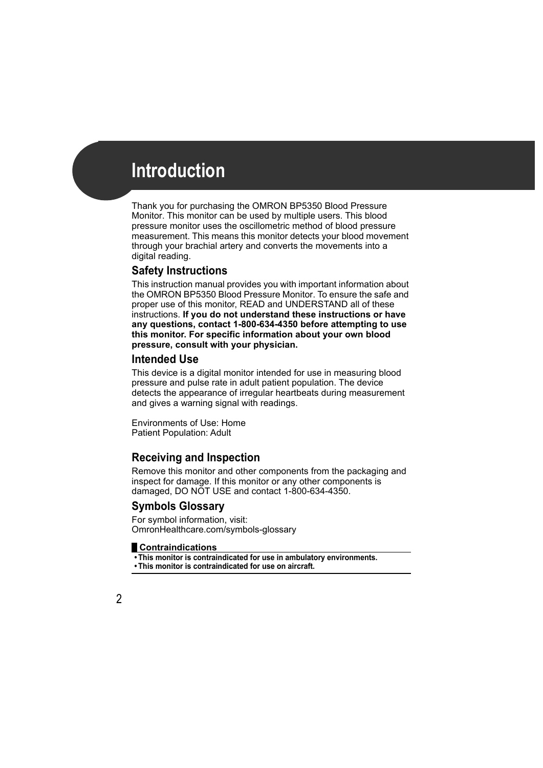# Introduction

Thank you for purchasing the OMRON BP5350 Blood Pressure Monitor. This monitor can be used by multiple users. This blood pressure monitor uses the oscillometric method of blood pressure measurement. This means this monitor detects your blood movement through your brachial artery and converts the movements into a digital reading.

## Safety Instructions

This instruction manual provides you with important information about the OMRON BP5350 Blood Pressure Monitor. To ensure the safe and proper use of this monitor, READ and UNDERSTAND all of these instructions. **If you do not understand these instructions or have any questions, contact 1-800-634-4350 before attempting to use this monitor. For specific information about your own blood pressure, consult with your physician.**

## Intended Use

This device is a digital monitor intended for use in measuring blood pressure and pulse rate in adult patient population. The device detects the appearance of irregular heartbeats during measurement and gives a warning signal with readings.

Environments of Use: Home
Patient Population: Adult

## Receiving and Inspection

Remove this monitor and other components from the packaging and inspect for damage. If this monitor or any other components is damaged, DO NOT USE and contact 1-800-634-4350.

## Symbols Glossary

For symbol information, visit:
OmronHealthcare.com/symbols-glossary

### Contraindications

- **This monitor is contraindicated for use in ambulatory environments.**
- **This monitor is contraindicated for use on aircraft.**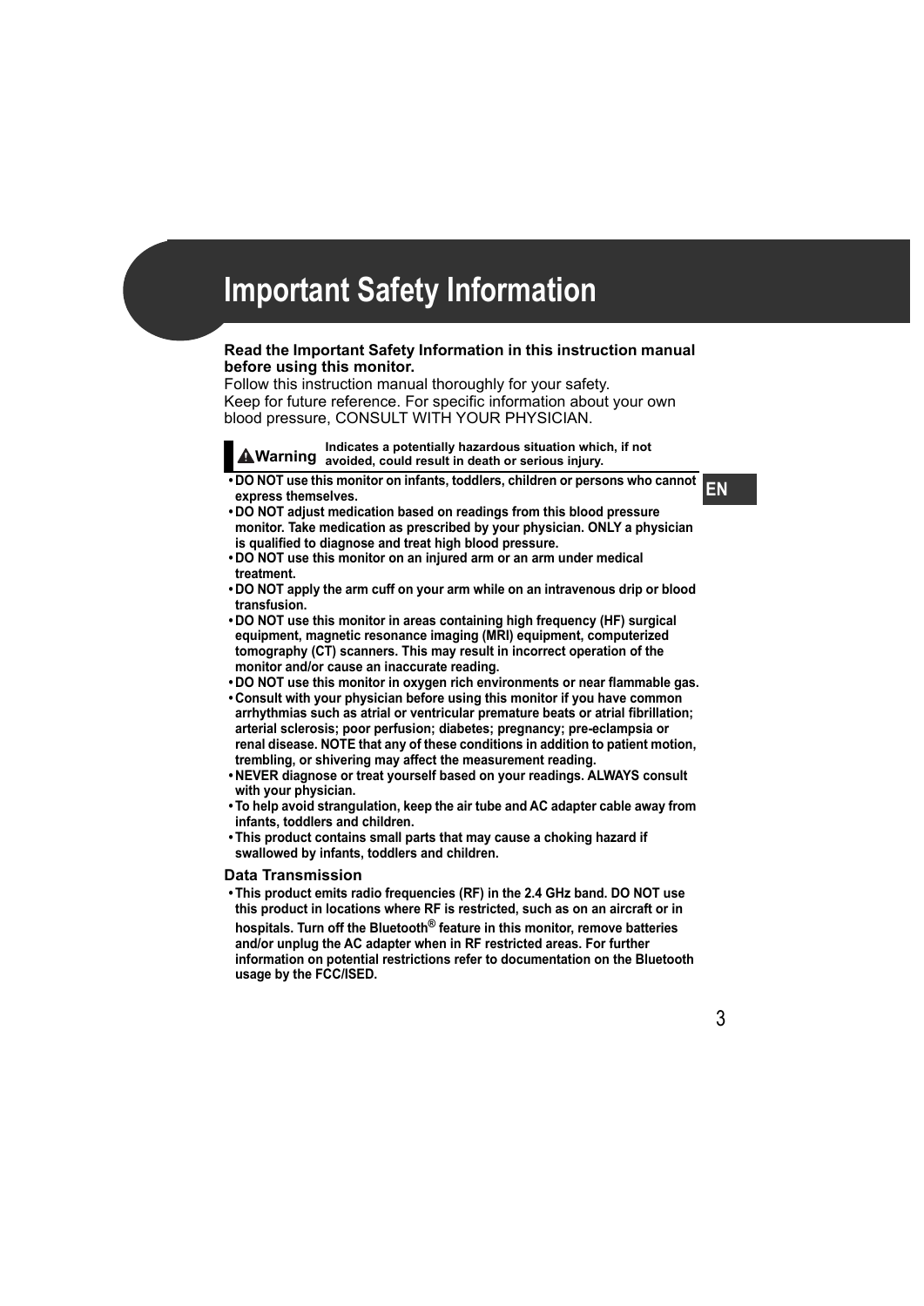# Important Safety Information

**Read the Important Safety Information in this instruction manual before using this monitor.**

Follow this instruction manual thoroughly for your safety.
Keep for future reference. For specific information about your own blood pressure, CONSULT WITH YOUR PHYSICIAN.

**⚠ Warning** — **Indicates a potentially hazardous situation which, if not avoided, could result in death or serious injury.**

EN

- **DO NOT use this monitor on infants, toddlers, children or persons who cannot express themselves.**
- **DO NOT adjust medication based on readings from this blood pressure monitor. Take medication as prescribed by your physician. ONLY a physician is qualified to diagnose and treat high blood pressure.**
- **DO NOT use this monitor on an injured arm or an arm under medical treatment.**
- **DO NOT apply the arm cuff on your arm while on an intravenous drip or blood transfusion.**
- **DO NOT use this monitor in areas containing high frequency (HF) surgical equipment, magnetic resonance imaging (MRI) equipment, computerized tomography (CT) scanners. This may result in incorrect operation of the monitor and/or cause an inaccurate reading.**
- **DO NOT use this monitor in oxygen rich environments or near flammable gas.**
- **Consult with your physician before using this monitor if you have common arrhythmias such as atrial or ventricular premature beats or atrial fibrillation; arterial sclerosis; poor perfusion; diabetes; pregnancy; pre-eclampsia or renal disease. NOTE that any of these conditions in addition to patient motion, trembling, or shivering may affect the measurement reading.**
- **NEVER diagnose or treat yourself based on your readings. ALWAYS consult with your physician.**
- **To help avoid strangulation, keep the air tube and AC adapter cable away from infants, toddlers and children.**
- **This product contains small parts that may cause a choking hazard if swallowed by infants, toddlers and children.**

### Data Transmission

- **This product emits radio frequencies (RF) in the 2.4 GHz band. DO NOT use this product in locations where RF is restricted, such as on an aircraft or in hospitals. Turn off the Bluetooth® feature in this monitor, remove batteries and/or unplug the AC adapter when in RF restricted areas. For further information on potential restrictions refer to documentation on the Bluetooth usage by the FCC/ISED.**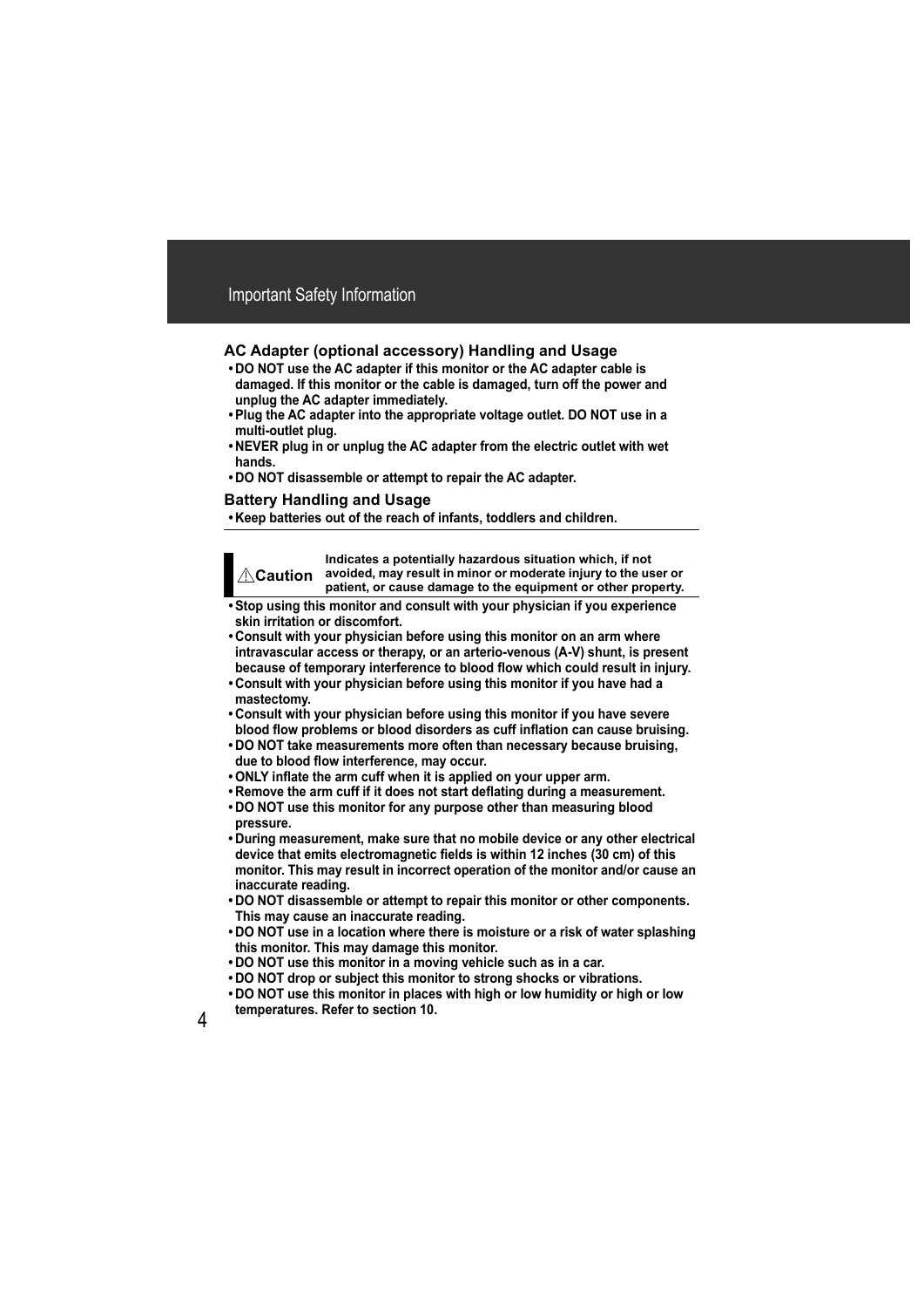## AC Adapter (optional accessory) Handling and Usage

- **DO NOT use the AC adapter if this monitor or the AC adapter cable is damaged. If this monitor or the cable is damaged, turn off the power and unplug the AC adapter immediately.**
- **Plug the AC adapter into the appropriate voltage outlet. DO NOT use in a multi-outlet plug.**
- **NEVER plug in or unplug the AC adapter from the electric outlet with wet hands.**
- **DO NOT disassemble or attempt to repair the AC adapter.**

## Battery Handling and Usage

- **Keep batteries out of the reach of infants, toddlers and children.**

**⚠Caution** — **Indicates a potentially hazardous situation which, if not avoided, may result in minor or moderate injury to the user or patient, or cause damage to the equipment or other property.**

- **Stop using this monitor and consult with your physician if you experience skin irritation or discomfort.**
- **Consult with your physician before using this monitor on an arm where intravascular access or therapy, or an arterio-venous (A-V) shunt, is present because of temporary interference to blood flow which could result in injury.**
- **Consult with your physician before using this monitor if you have had a mastectomy.**
- **Consult with your physician before using this monitor if you have severe blood flow problems or blood disorders as cuff inflation can cause bruising.**
- **DO NOT take measurements more often than necessary because bruising, due to blood flow interference, may occur.**
- **ONLY inflate the arm cuff when it is applied on your upper arm.**
- **Remove the arm cuff if it does not start deflating during a measurement.**
- **DO NOT use this monitor for any purpose other than measuring blood pressure.**
- **During measurement, make sure that no mobile device or any other electrical device that emits electromagnetic fields is within 12 inches (30 cm) of this monitor. This may result in incorrect operation of the monitor and/or cause an inaccurate reading.**
- **DO NOT disassemble or attempt to repair this monitor or other components. This may cause an inaccurate reading.**
- **DO NOT use in a location where there is moisture or a risk of water splashing this monitor. This may damage this monitor.**
- **DO NOT use this monitor in a moving vehicle such as in a car.**
- **DO NOT drop or subject this monitor to strong shocks or vibrations.**
- **DO NOT use this monitor in places with high or low humidity or high or low temperatures. Refer to section 10.**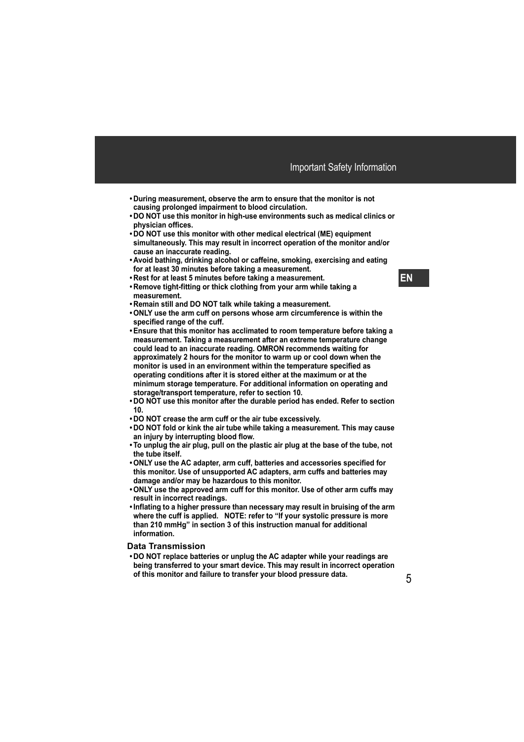- **During measurement, observe the arm to ensure that the monitor is not causing prolonged impairment to blood circulation.**
- **DO NOT use this monitor in high-use environments such as medical clinics or physician offices.**
- **DO NOT use this monitor with other medical electrical (ME) equipment simultaneously. This may result in incorrect operation of the monitor and/or cause an inaccurate reading.**
- **Avoid bathing, drinking alcohol or caffeine, smoking, exercising and eating for at least 30 minutes before taking a measurement.**
- **Rest for at least 5 minutes before taking a measurement.**
- **Remove tight-fitting or thick clothing from your arm while taking a measurement.**
- **Remain still and DO NOT talk while taking a measurement.**
- **ONLY use the arm cuff on persons whose arm circumference is within the specified range of the cuff.**
- **Ensure that this monitor has acclimated to room temperature before taking a measurement. Taking a measurement after an extreme temperature change could lead to an inaccurate reading. OMRON recommends waiting for approximately 2 hours for the monitor to warm up or cool down when the monitor is used in an environment within the temperature specified as operating conditions after it is stored either at the maximum or at the minimum storage temperature. For additional information on operating and storage/transport temperature, refer to section 10.**
- **DO NOT use this monitor after the durable period has ended. Refer to section 10.**
- **DO NOT crease the arm cuff or the air tube excessively.**
- **DO NOT fold or kink the air tube while taking a measurement. This may cause an injury by interrupting blood flow.**
- **To unplug the air plug, pull on the plastic air plug at the base of the tube, not the tube itself.**
- **ONLY use the AC adapter, arm cuff, batteries and accessories specified for this monitor. Use of unsupported AC adapters, arm cuffs and batteries may damage and/or may be hazardous to this monitor.**
- **ONLY use the approved arm cuff for this monitor. Use of other arm cuffs may result in incorrect readings.**
- **Inflating to a higher pressure than necessary may result in bruising of the arm where the cuff is applied. NOTE: refer to "If your systolic pressure is more than 210 mmHg" in section 3 of this instruction manual for additional information.**

### Data Transmission

- **DO NOT replace batteries or unplug the AC adapter while your readings are being transferred to your smart device. This may result in incorrect operation of this monitor and failure to transfer your blood pressure data.**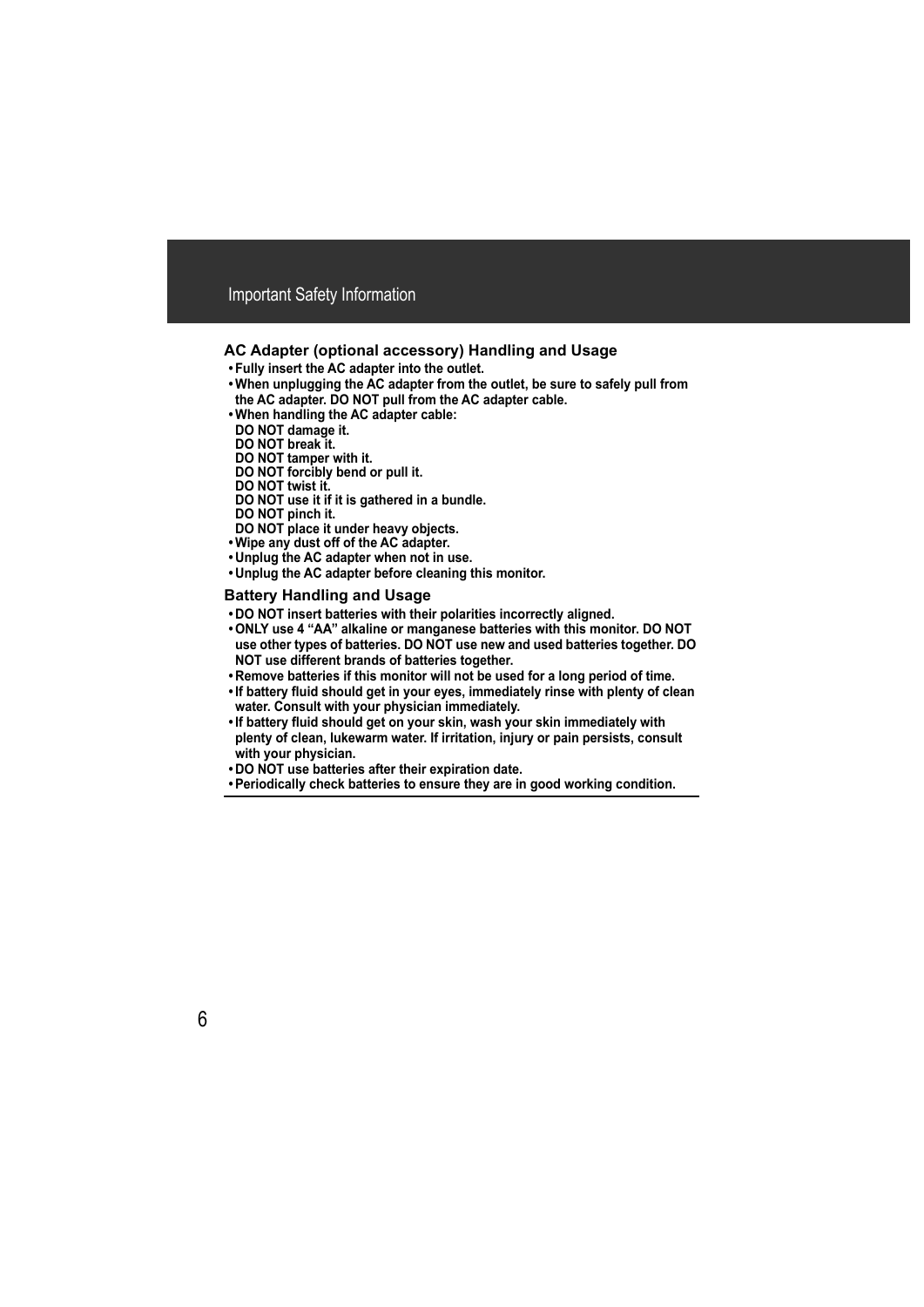## AC Adapter (optional accessory) Handling and Usage

- Fully insert the AC adapter into the outlet.
- When unplugging the AC adapter from the outlet, be sure to safely pull from the AC adapter. DO NOT pull from the AC adapter cable.
- When handling the AC adapter cable:
  DO NOT damage it.
  DO NOT break it.
  DO NOT tamper with it.
  DO NOT forcibly bend or pull it.
  DO NOT twist it.
  DO NOT use it if it is gathered in a bundle.
  DO NOT pinch it.
  DO NOT place it under heavy objects.
- Wipe any dust off of the AC adapter.
- Unplug the AC adapter when not in use.
- Unplug the AC adapter before cleaning this monitor.

## Battery Handling and Usage

- DO NOT insert batteries with their polarities incorrectly aligned.
- ONLY use 4 “AA” alkaline or manganese batteries with this monitor. DO NOT use other types of batteries. DO NOT use new and used batteries together. DO NOT use different brands of batteries together.
- Remove batteries if this monitor will not be used for a long period of time.
- If battery fluid should get in your eyes, immediately rinse with plenty of clean water. Consult with your physician immediately.
- If battery fluid should get on your skin, wash your skin immediately with plenty of clean, lukewarm water. If irritation, injury or pain persists, consult with your physician.
- DO NOT use batteries after their expiration date.
- Periodically check batteries to ensure they are in good working condition.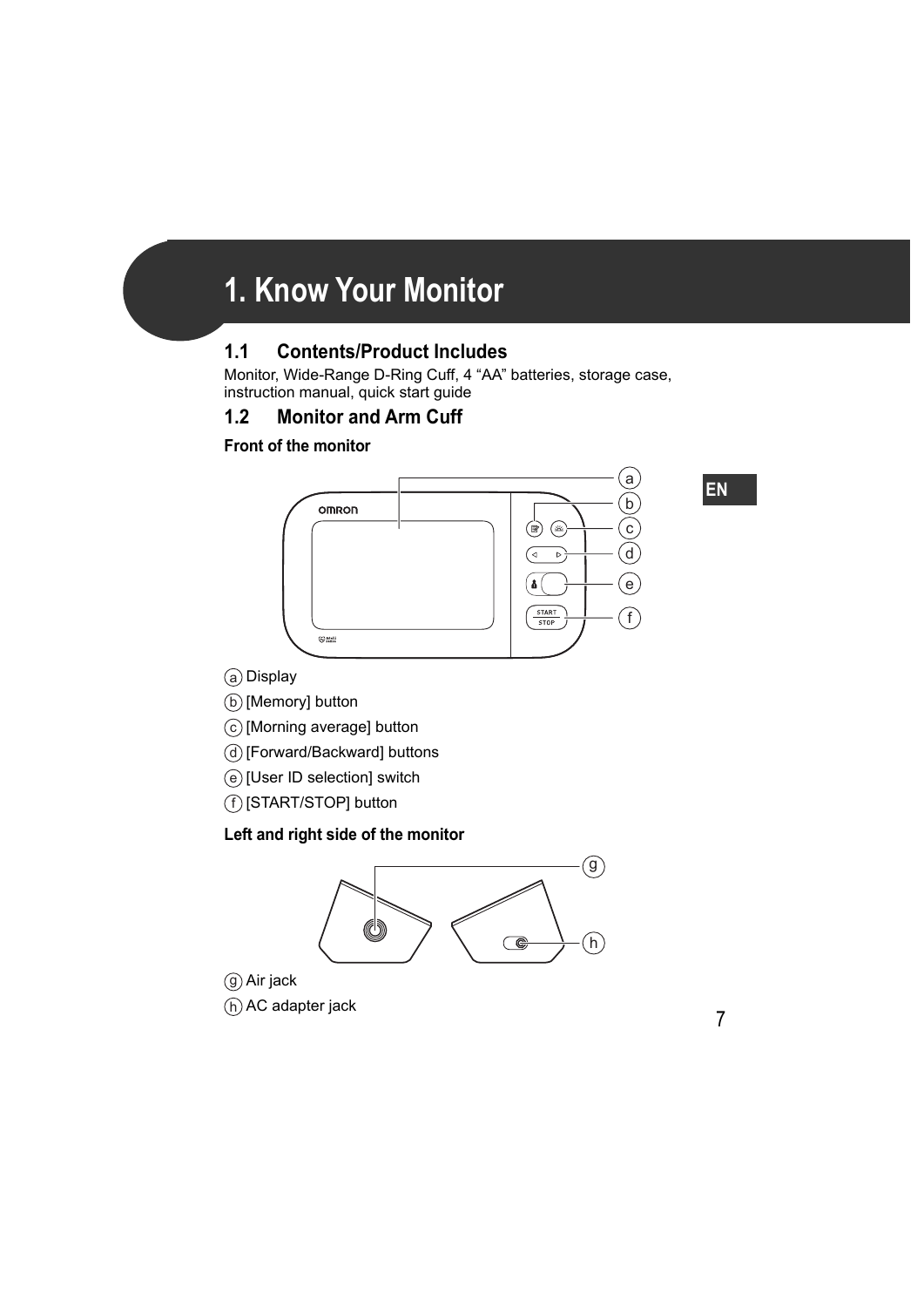# 1. Know Your Monitor

## 1.1 Contents/Product Includes

Monitor, Wide-Range D-Ring Cuff, 4 “AA” batteries, storage case, instruction manual, quick start guide

## 1.2 Monitor and Arm Cuff

**Front of the monitor**

(a) Display

(b) [Memory] button

(c) [Morning average] button

(d) [Forward/Backward] buttons

(e) [User ID selection] switch

(f) [START/STOP] button

**Left and right side of the monitor**

(g) Air jack

(h) AC adapter jack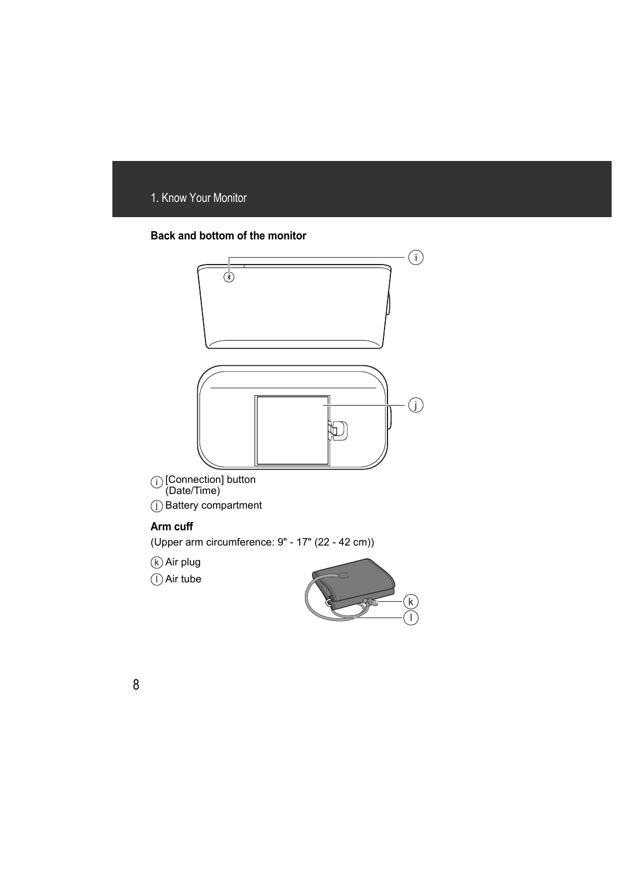## Back and bottom of the monitor

- (i) [Connection] button (Date/Time)
- (j) Battery compartment

### Arm cuff

(Upper arm circumference: 9" - 17" (22 - 42 cm))

- (k) Air plug
- (l) Air tube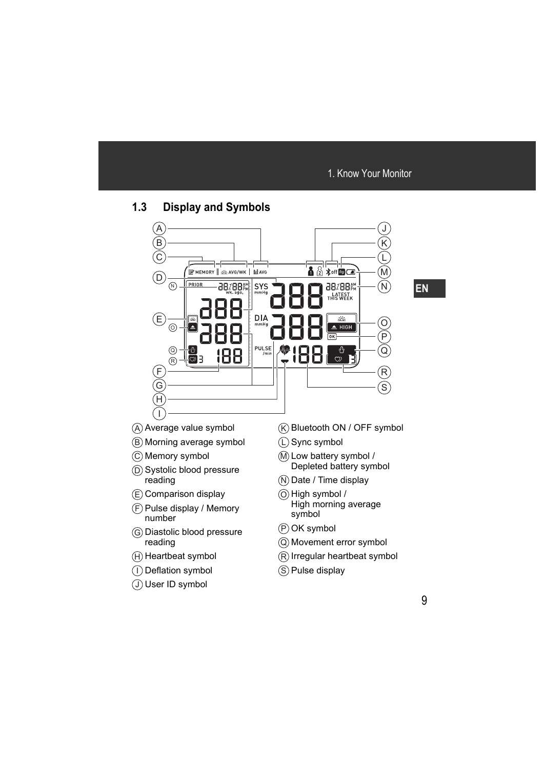## 1.3 Display and Symbols

- (A) Average value symbol
- (B) Morning average symbol
- (C) Memory symbol
- (D) Systolic blood pressure reading
- (E) Comparison display
- (F) Pulse display / Memory number
- (G) Diastolic blood pressure reading
- (H) Heartbeat symbol
- (I) Deflation symbol
- (J) User ID symbol
- (K) Bluetooth ON / OFF symbol
- (L) Sync symbol
- (M) Low battery symbol / Depleted battery symbol
- (N) Date / Time display
- (O) High symbol / High morning average symbol
- (P) OK symbol
- (Q) Movement error symbol
- (R) Irregular heartbeat symbol
- (S) Pulse display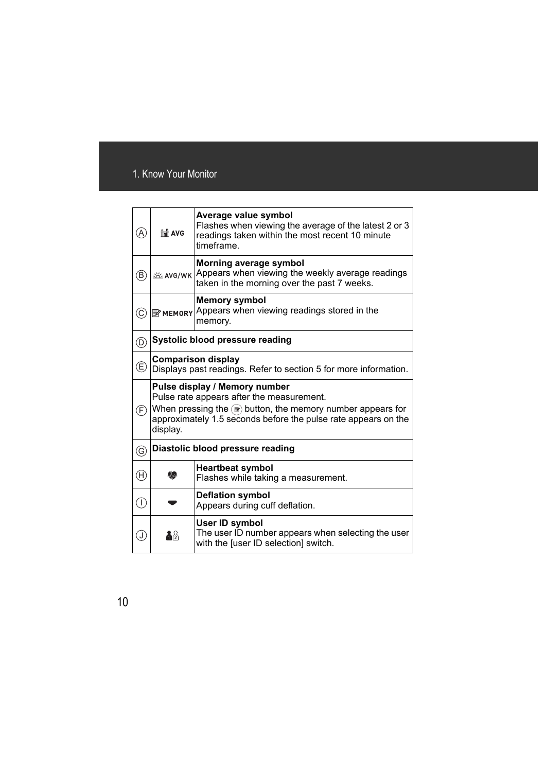| | | |
|---|---|---|
| Ⓐ | AVG | **Average value symbol**<br>Flashes when viewing the average of the latest 2 or 3 readings taken within the most recent 10 minute timeframe. |
| Ⓑ | AVG/WK | **Morning average symbol**<br>Appears when viewing the weekly average readings taken in the morning over the past 7 weeks. |
| Ⓒ | MEMORY | **Memory symbol**<br>Appears when viewing readings stored in the memory. |
| Ⓓ | **Systolic blood pressure reading** | |
| Ⓔ | **Comparison display**<br>Displays past readings. Refer to section 5 for more information. | |
| Ⓕ | **Pulse display / Memory number**<br>Pulse rate appears after the measurement.<br>When pressing the button, the memory number appears for approximately 1.5 seconds before the pulse rate appears on the display. | |
| Ⓖ | **Diastolic blood pressure reading** | |
| Ⓗ | | **Heartbeat symbol**<br>Flashes while taking a measurement. |
| Ⓘ | | **Deflation symbol**<br>Appears during cuff deflation. |
| Ⓙ | | **User ID symbol**<br>The user ID number appears when selecting the user with the [user ID selection] switch. |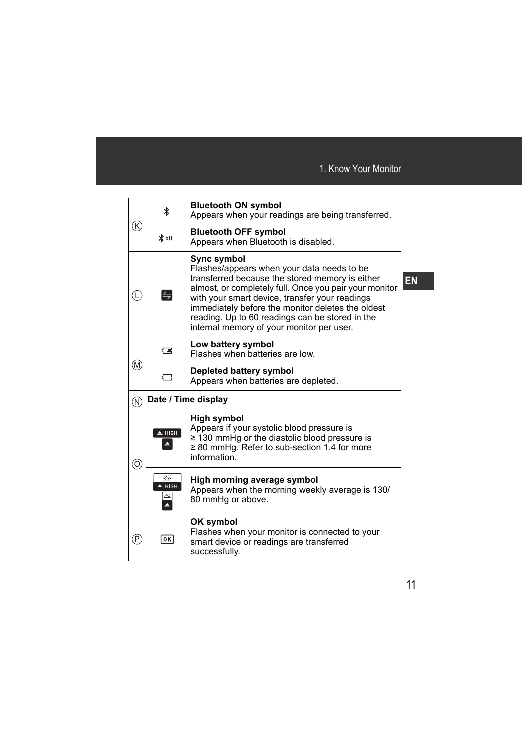| | | |
|---|---|---|
| Ⓚ | | **Bluetooth ON symbol**<br>Appears when your readings are being transferred. |
| | off | **Bluetooth OFF symbol**<br>Appears when Bluetooth is disabled. |
| Ⓛ | | **Sync symbol**<br>Flashes/appears when your data needs to be transferred because the stored memory is either almost, or completely full. Once you pair your monitor with your smart device, transfer your readings immediately before the monitor deletes the oldest reading. Up to 60 readings can be stored in the internal memory of your monitor per user. |
| Ⓜ | | **Low battery symbol**<br>Flashes when batteries are low. |
| | | **Depleted battery symbol**<br>Appears when batteries are depleted. |
| Ⓝ | **Date / Time display** | |
| Ⓞ | HIGH | **High symbol**<br>Appears if your systolic blood pressure is ≥ 130 mmHg or the diastolic blood pressure is ≥ 80 mmHg. Refer to sub-section 1.4 for more information. |
| | HIGH | **High morning average symbol**<br>Appears when the morning weekly average is 130/80 mmHg or above. |
| Ⓟ | OK | **OK symbol**<br>Flashes when your monitor is connected to your smart device or readings are transferred successfully. |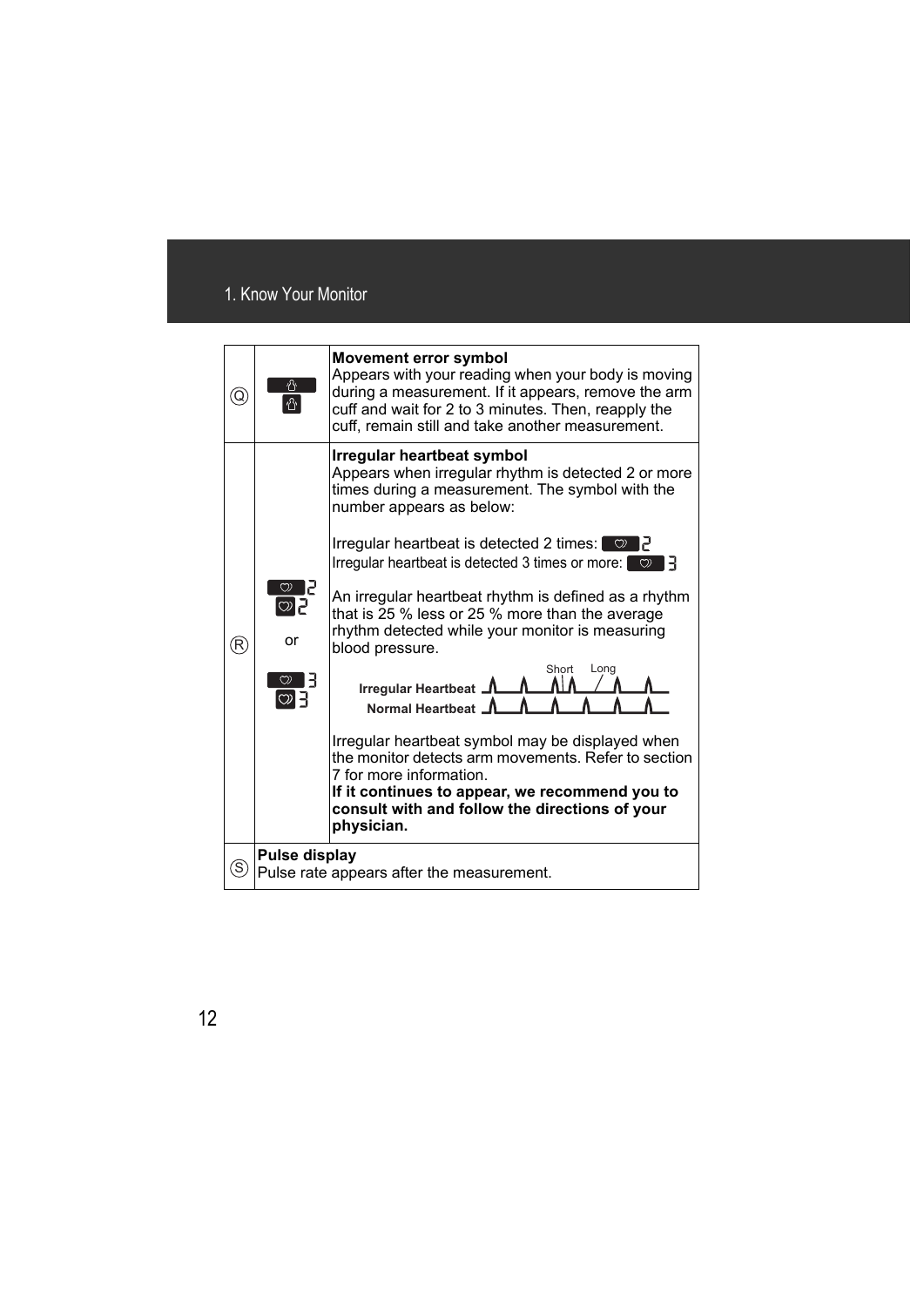| | | |
|---|---|---|
| Ⓠ | | **Movement error symbol**<br>Appears with your reading when your body is moving during a measurement. If it appears, remove the arm cuff and wait for 2 to 3 minutes. Then, reapply the cuff, remain still and take another measurement. |
| Ⓡ | 2<br>or<br>3 | **Irregular heartbeat symbol**<br>Appears when irregular rhythm is detected 2 or more times during a measurement. The symbol with the number appears as below:<br><br>Irregular heartbeat is detected 2 times: 2<br>Irregular heartbeat is detected 3 times or more: 3<br><br>An irregular heartbeat rhythm is defined as a rhythm that is 25 % less or 25 % more than the average rhythm detected while your monitor is measuring blood pressure.<br><br>Short Long<br>Irregular Heartbeat<br>Normal Heartbeat<br><br>Irregular heartbeat symbol may be displayed when the monitor detects arm movements. Refer to section 7 for more information.<br>**If it continues to appear, we recommend you to consult with and follow the directions of your physician.** |
| Ⓢ | **Pulse display**<br>Pulse rate appears after the measurement. | |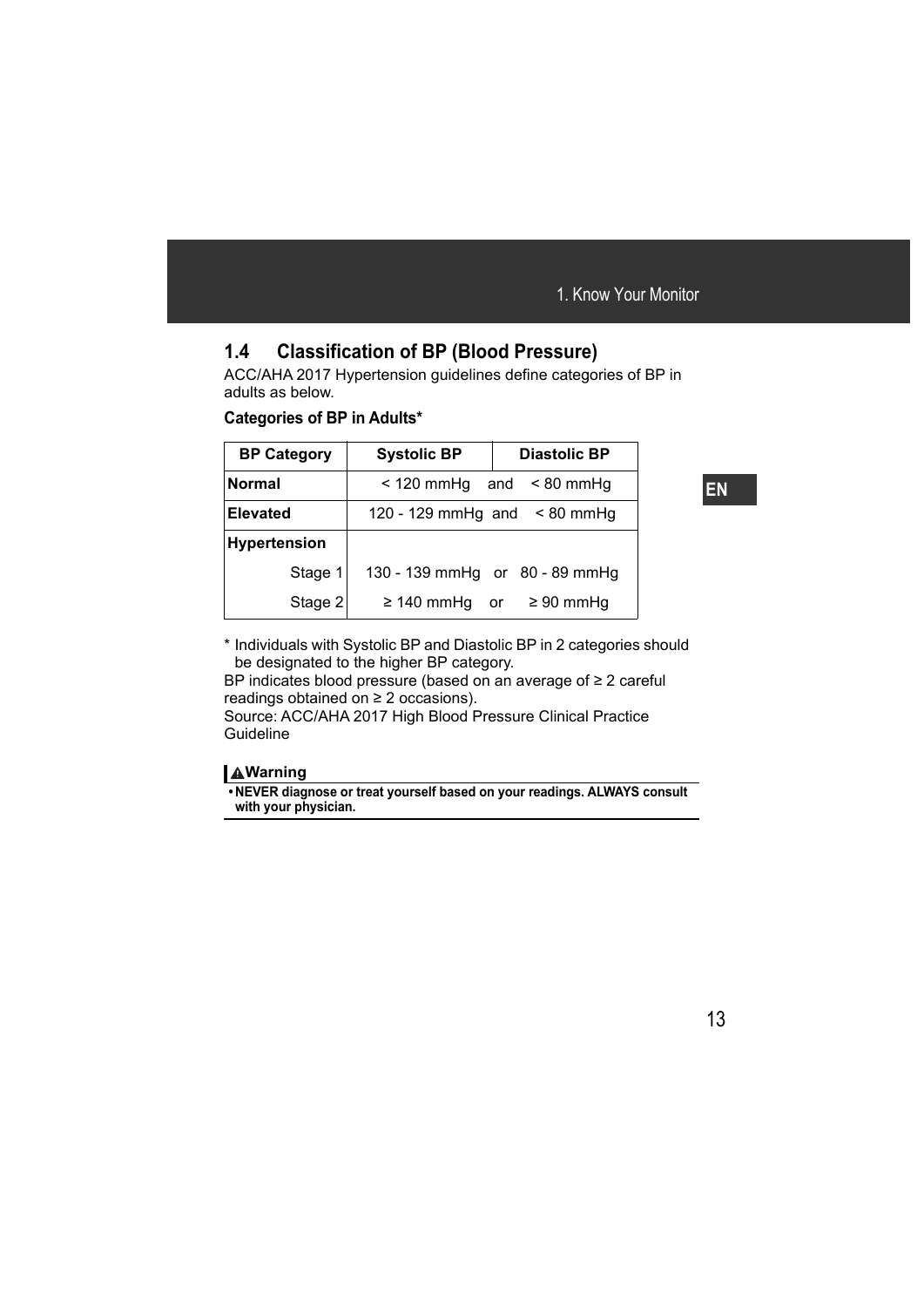## 1.4 Classification of BP (Blood Pressure)

ACC/AHA 2017 Hypertension guidelines define categories of BP in adults as below.

**Categories of BP in Adults***

| BP Category | Systolic BP | | Diastolic BP |
|---|---|---|---|
| **Normal** | < 120 mmHg | and | < 80 mmHg |
| **Elevated** | 120 - 129 mmHg | and | < 80 mmHg |
| **Hypertension** | | | |
| Stage 1 | 130 - 139 mmHg | or | 80 - 89 mmHg |
| Stage 2 | ≥ 140 mmHg | or | ≥ 90 mmHg |

\* Individuals with Systolic BP and Diastolic BP in 2 categories should be designated to the higher BP category.

BP indicates blood pressure (based on an average of ≥ 2 careful readings obtained on ≥ 2 occasions).

Source: ACC/AHA 2017 High Blood Pressure Clinical Practice Guideline

**⚠Warning**

- **NEVER diagnose or treat yourself based on your readings. ALWAYS consult with your physician.**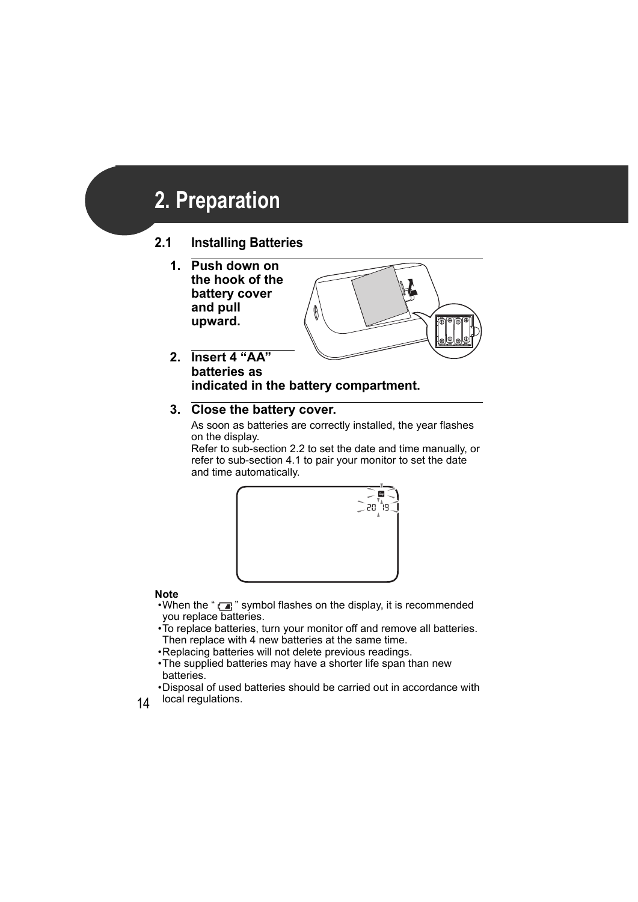# 2. Preparation

## 2.1 Installing Batteries

1. **Push down on the hook of the battery cover and pull upward.**

2. **Insert 4 "AA" batteries as indicated in the battery compartment.**

3. **Close the battery cover.**

   As soon as batteries are correctly installed, the year flashes on the display.
   Refer to sub-section 2.2 to set the date and time manually, or refer to sub-section 4.1 to pair your monitor to set the date and time automatically.

**Note**

- When the " " symbol flashes on the display, it is recommended you replace batteries.
- To replace batteries, turn your monitor off and remove all batteries. Then replace with 4 new batteries at the same time.
- Replacing batteries will not delete previous readings.
- The supplied batteries may have a shorter life span than new batteries.
- Disposal of used batteries should be carried out in accordance with local regulations.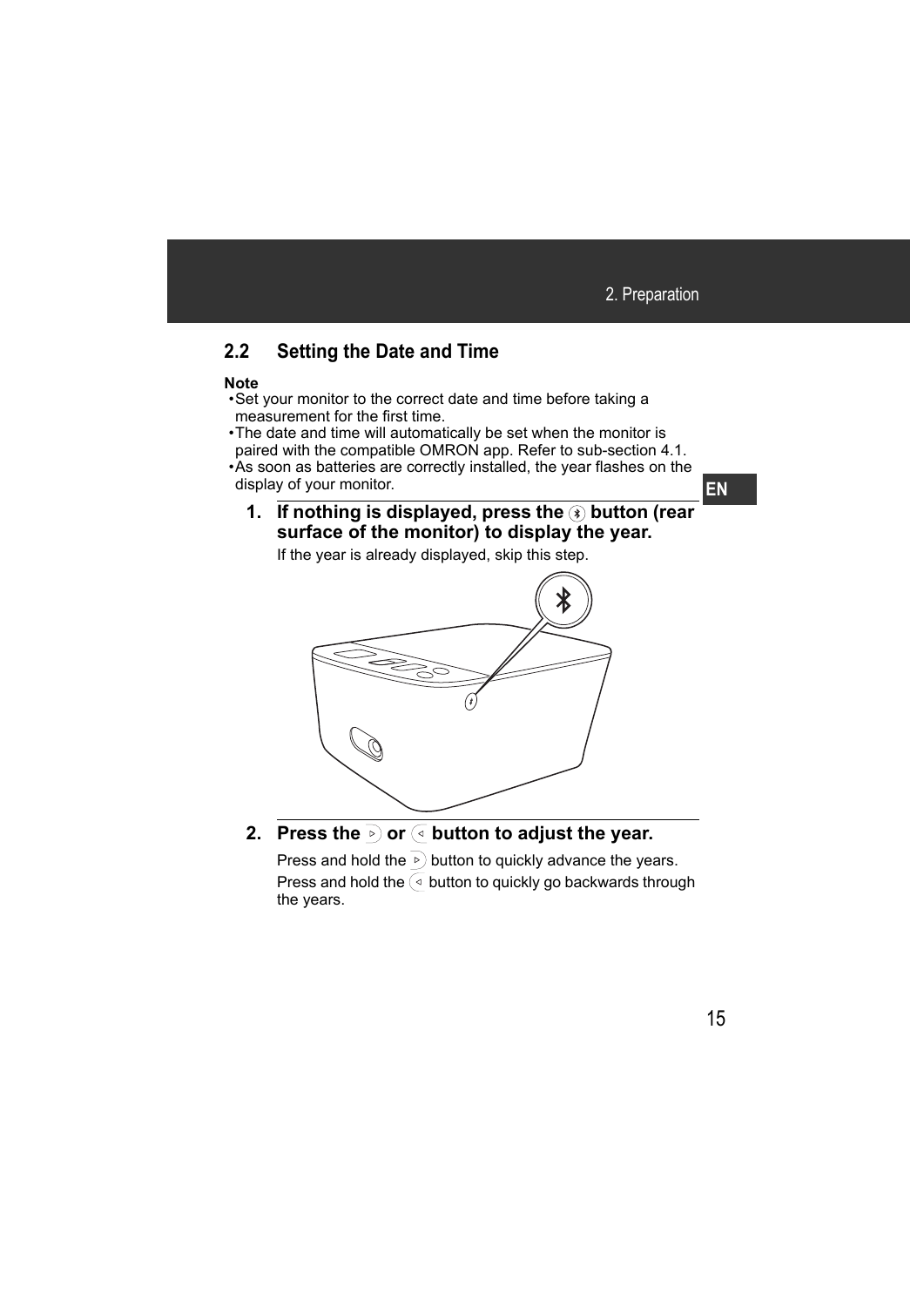## 2.2 Setting the Date and Time

**Note**

- Set your monitor to the correct date and time before taking a measurement for the first time.
- The date and time will automatically be set when the monitor is paired with the compatible OMRON app. Refer to sub-section 4.1.
- As soon as batteries are correctly installed, the year flashes on the display of your monitor.

**1. If nothing is displayed, press the button (rear surface of the monitor) to display the year.**

If the year is already displayed, skip this step.

**2. Press the or button to adjust the year.**

Press and hold the button to quickly advance the years.

Press and hold the button to quickly go backwards through the years.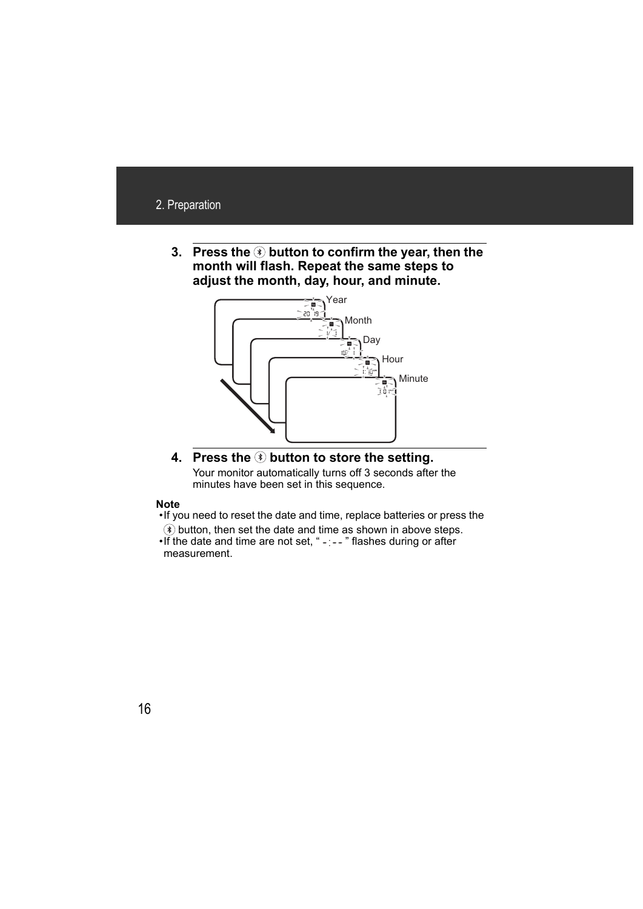3. **Press the ⦿ button to confirm the year, then the month will flash. Repeat the same steps to adjust the month, day, hour, and minute.**

Year

Month

Day

Hour

Minute

4. **Press the ⦿ button to store the setting.**

   Your monitor automatically turns off 3 seconds after the minutes have been set in this sequence.

**Note**

- If you need to reset the date and time, replace batteries or press the ⦿ button, then set the date and time as shown in above steps.
- If the date and time are not set, " -:-- " flashes during or after measurement.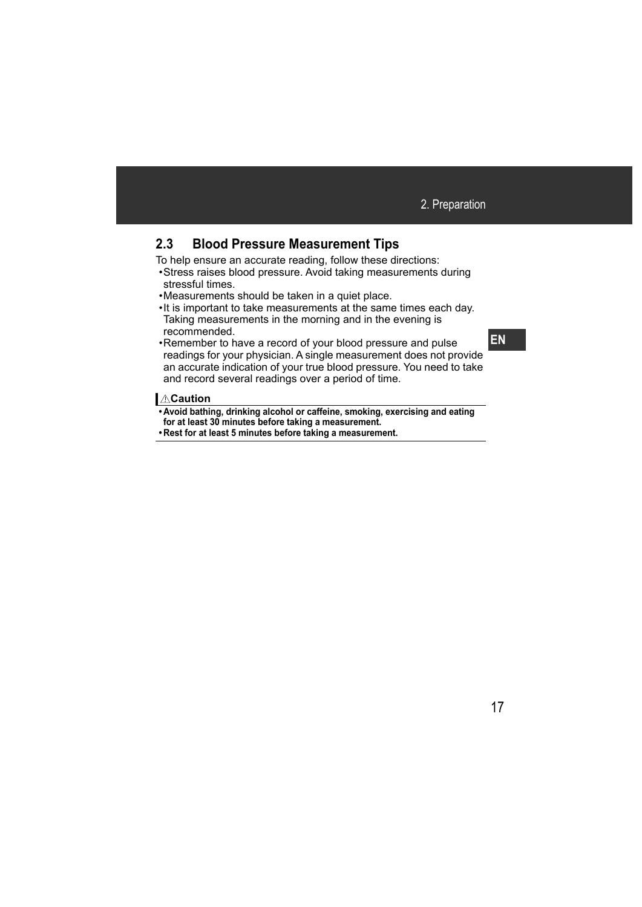## 2.3 Blood Pressure Measurement Tips

To help ensure an accurate reading, follow these directions:

- Stress raises blood pressure. Avoid taking measurements during stressful times.
- Measurements should be taken in a quiet place.
- It is important to take measurements at the same times each day. Taking measurements in the morning and in the evening is recommended.
- Remember to have a record of your blood pressure and pulse readings for your physician. A single measurement does not provide an accurate indication of your true blood pressure. You need to take and record several readings over a period of time.

**⚠Caution**

- **Avoid bathing, drinking alcohol or caffeine, smoking, exercising and eating for at least 30 minutes before taking a measurement.**
- **Rest for at least 5 minutes before taking a measurement.**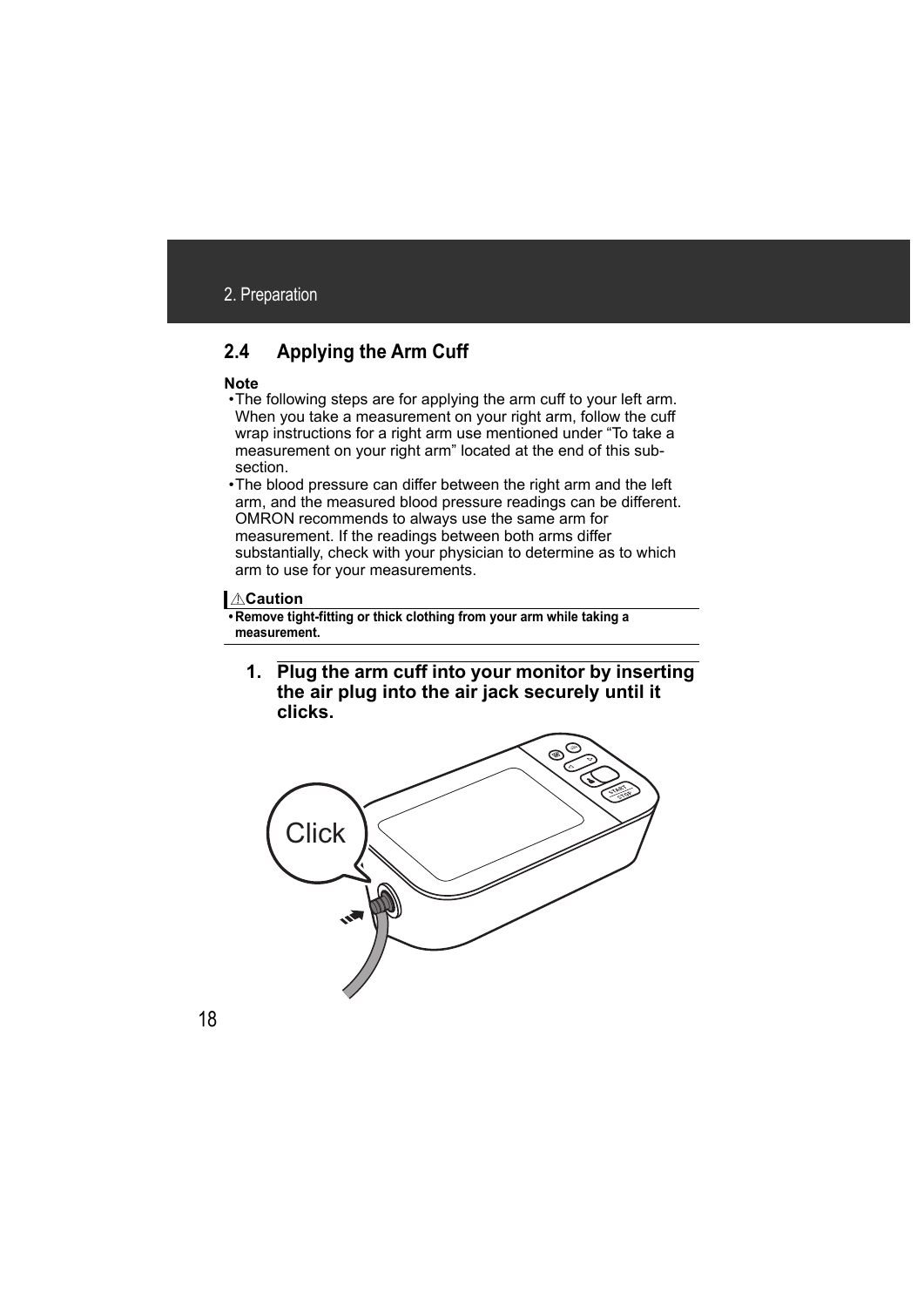## 2.4 Applying the Arm Cuff

**Note**

- The following steps are for applying the arm cuff to your left arm. When you take a measurement on your right arm, follow the cuff wrap instructions for a right arm use mentioned under “To take a measurement on your right arm” located at the end of this sub-section.
- The blood pressure can differ between the right arm and the left arm, and the measured blood pressure readings can be different. OMRON recommends to always use the same arm for measurement. If the readings between both arms differ substantially, check with your physician to determine as to which arm to use for your measurements.

**⚠Caution**

- **Remove tight-fitting or thick clothing from your arm while taking a measurement.**

**1. Plug the arm cuff into your monitor by inserting the air plug into the air jack securely until it clicks.**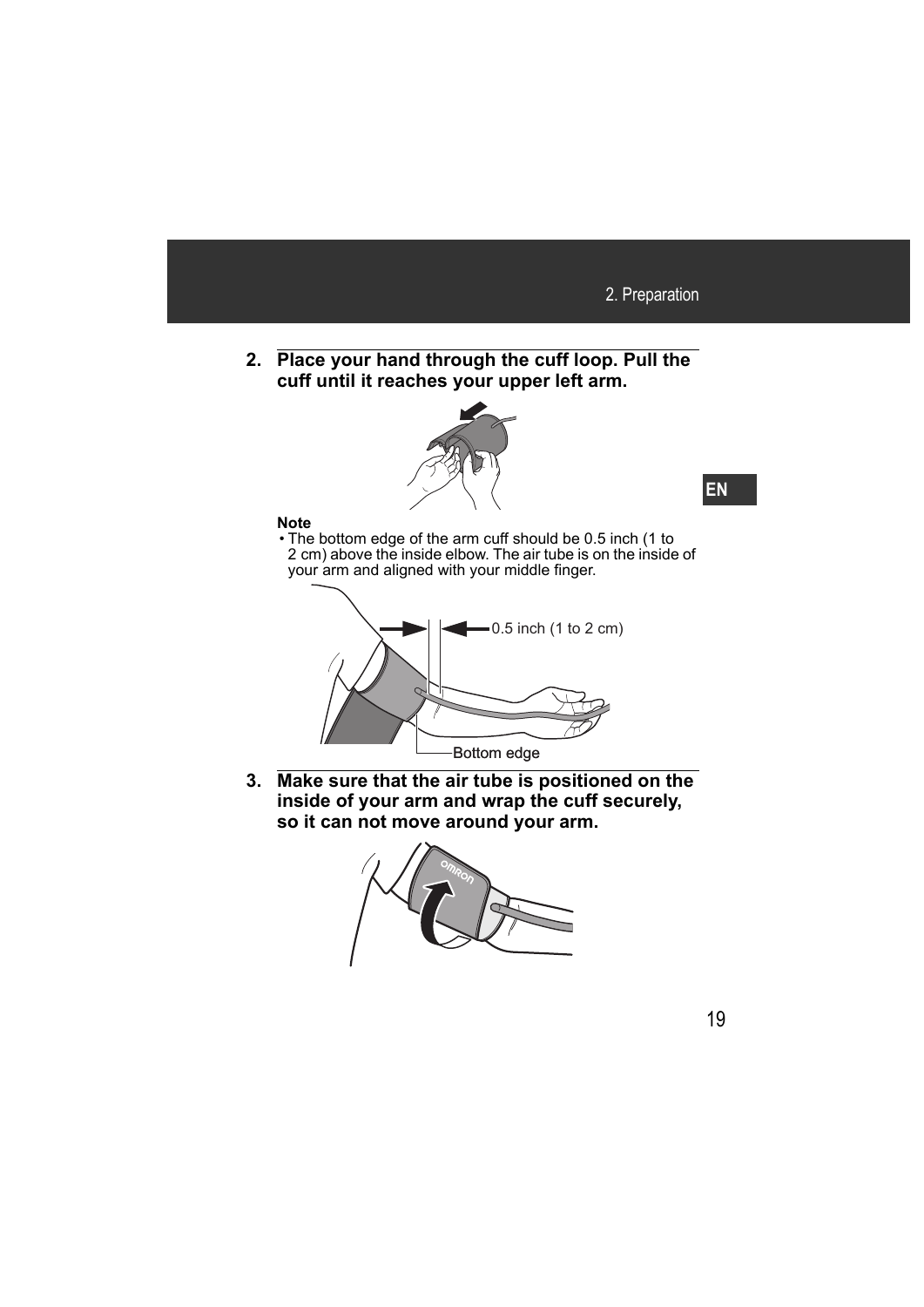2. Place your hand through the cuff loop. Pull the cuff until it reaches your upper left arm.

**Note**

- The bottom edge of the arm cuff should be 0.5 inch (1 to 2 cm) above the inside elbow. The air tube is on the inside of your arm and aligned with your middle finger.

0.5 inch (1 to 2 cm)

Bottom edge

3. Make sure that the air tube is positioned on the inside of your arm and wrap the cuff securely, so it can not move around your arm.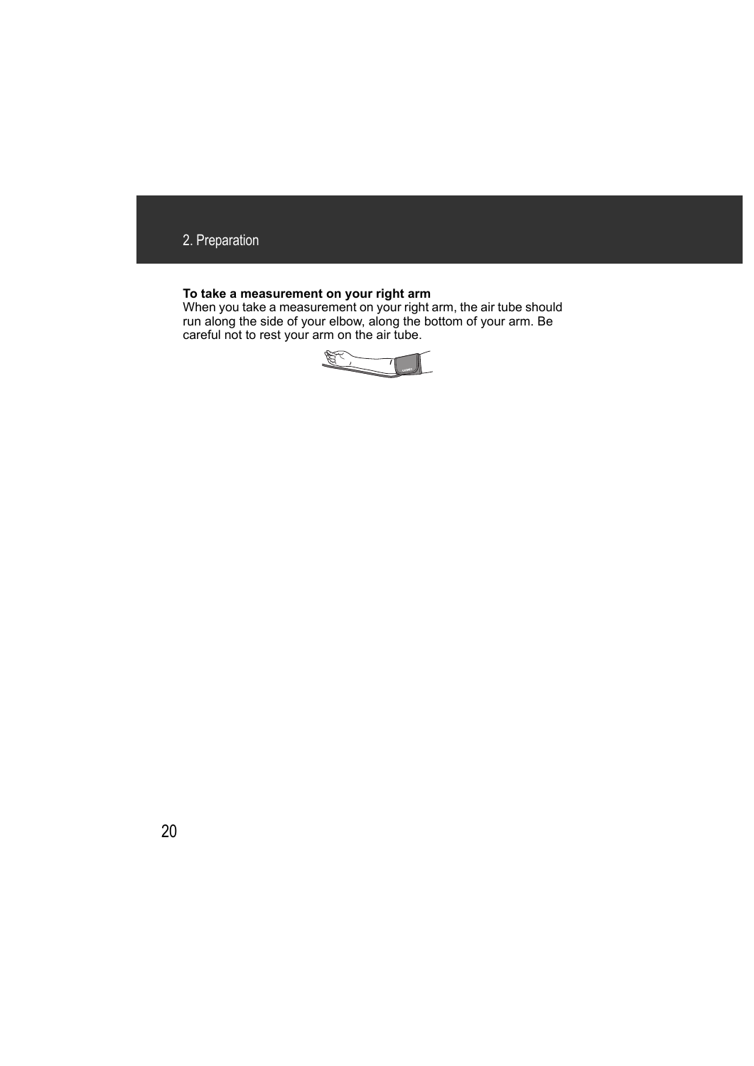**To take a measurement on your right arm**

When you take a measurement on your right arm, the air tube should run along the side of your elbow, along the bottom of your arm. Be careful not to rest your arm on the air tube.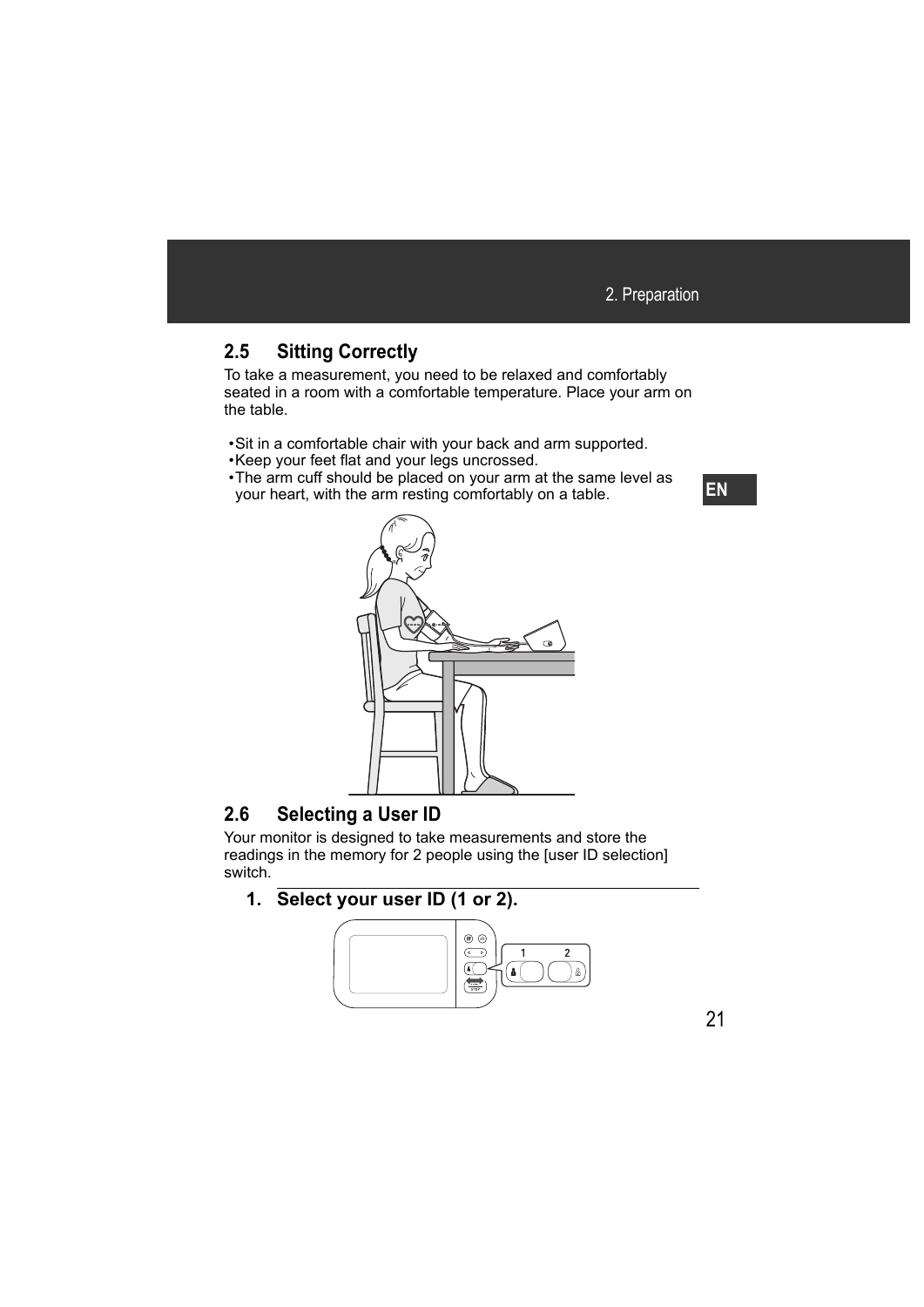## 2.5 Sitting Correctly

To take a measurement, you need to be relaxed and comfortably seated in a room with a comfortable temperature. Place your arm on the table.

- Sit in a comfortable chair with your back and arm supported.
- Keep your feet flat and your legs uncrossed.
- The arm cuff should be placed on your arm at the same level as your heart, with the arm resting comfortably on a table.

## 2.6 Selecting a User ID

Your monitor is designed to take measurements and store the readings in the memory for 2 people using the [user ID selection] switch.

### 1. Select your user ID (1 or 2).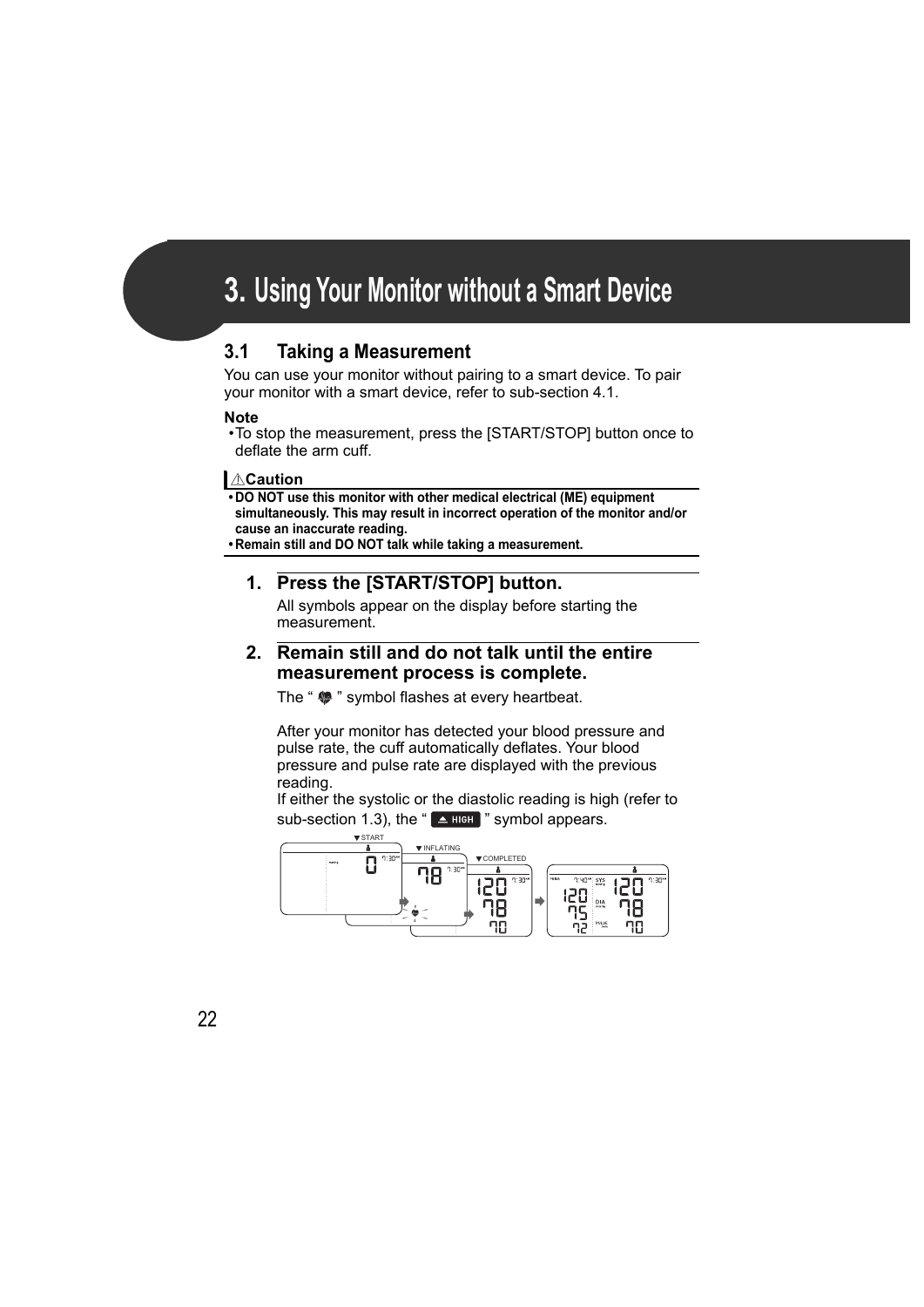# 3. Using Your Monitor without a Smart Device

## 3.1 Taking a Measurement

You can use your monitor without pairing to a smart device. To pair your monitor with a smart device, refer to sub-section 4.1.

**Note**

- To stop the measurement, press the [START/STOP] button once to deflate the arm cuff.

**⚠Caution**

- **DO NOT use this monitor with other medical electrical (ME) equipment simultaneously. This may result in incorrect operation of the monitor and/or cause an inaccurate reading.**
- **Remain still and DO NOT talk while taking a measurement.**

### 1. Press the [START/STOP] button.

All symbols appear on the display before starting the measurement.

### 2. Remain still and do not talk until the entire measurement process is complete.

The " " symbol flashes at every heartbeat.

After your monitor has detected your blood pressure and pulse rate, the cuff automatically deflates. Your blood pressure and pulse rate are displayed with the previous reading.

If either the systolic or the diastolic reading is high (refer to sub-section 1.3), the " HIGH " symbol appears.

▼START ▼INFLATING ▼COMPLETED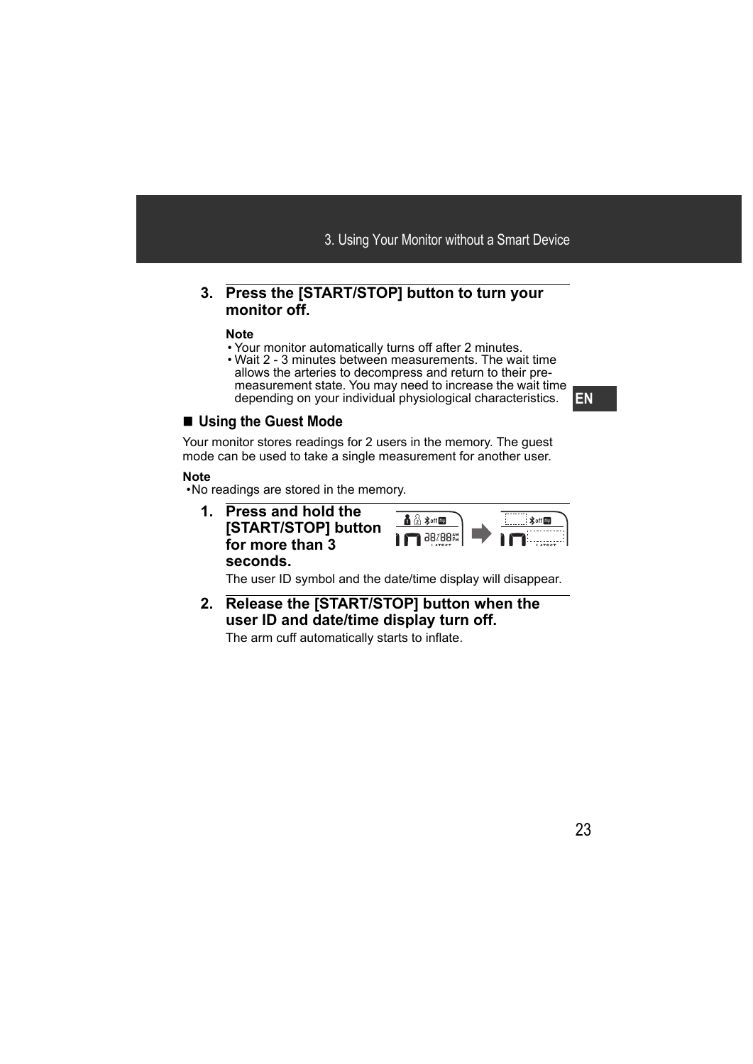3. **Press the [START/STOP] button to turn your monitor off.**

   **Note**
   - Your monitor automatically turns off after 2 minutes.
   - Wait 2 - 3 minutes between measurements. The wait time allows the arteries to decompress and return to their pre-measurement state. You may need to increase the wait time depending on your individual physiological characteristics.

## ■ Using the Guest Mode

Your monitor stores readings for 2 users in the memory. The guest mode can be used to take a single measurement for another user.

**Note**
- No readings are stored in the memory.

1. **Press and hold the [START/STOP] button for more than 3 seconds.**

   The user ID symbol and the date/time display will disappear.

2. **Release the [START/STOP] button when the user ID and date/time display turn off.**

   The arm cuff automatically starts to inflate.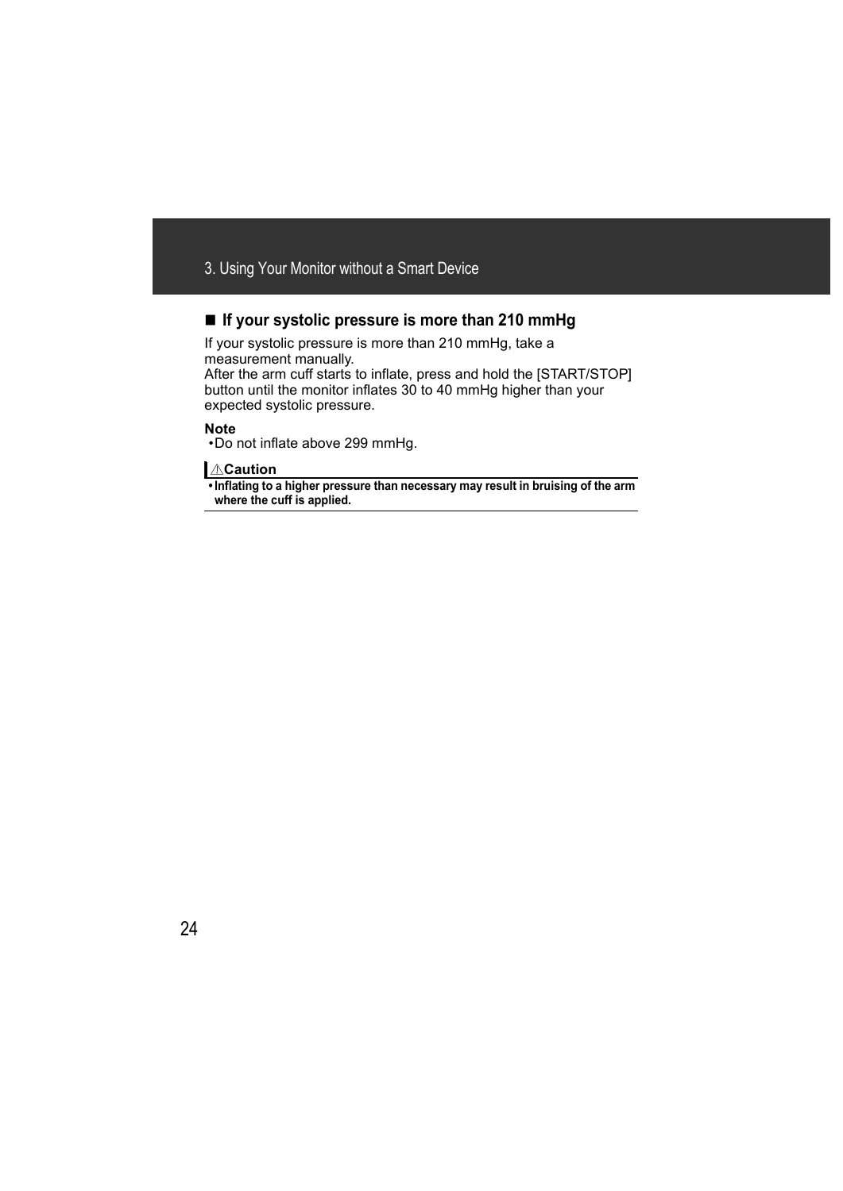## ■ If your systolic pressure is more than 210 mmHg

If your systolic pressure is more than 210 mmHg, take a measurement manually.
After the arm cuff starts to inflate, press and hold the [START/STOP] button until the monitor inflates 30 to 40 mmHg higher than your expected systolic pressure.

**Note**

- Do not inflate above 299 mmHg.

**⚠Caution**

- **Inflating to a higher pressure than necessary may result in bruising of the arm where the cuff is applied.**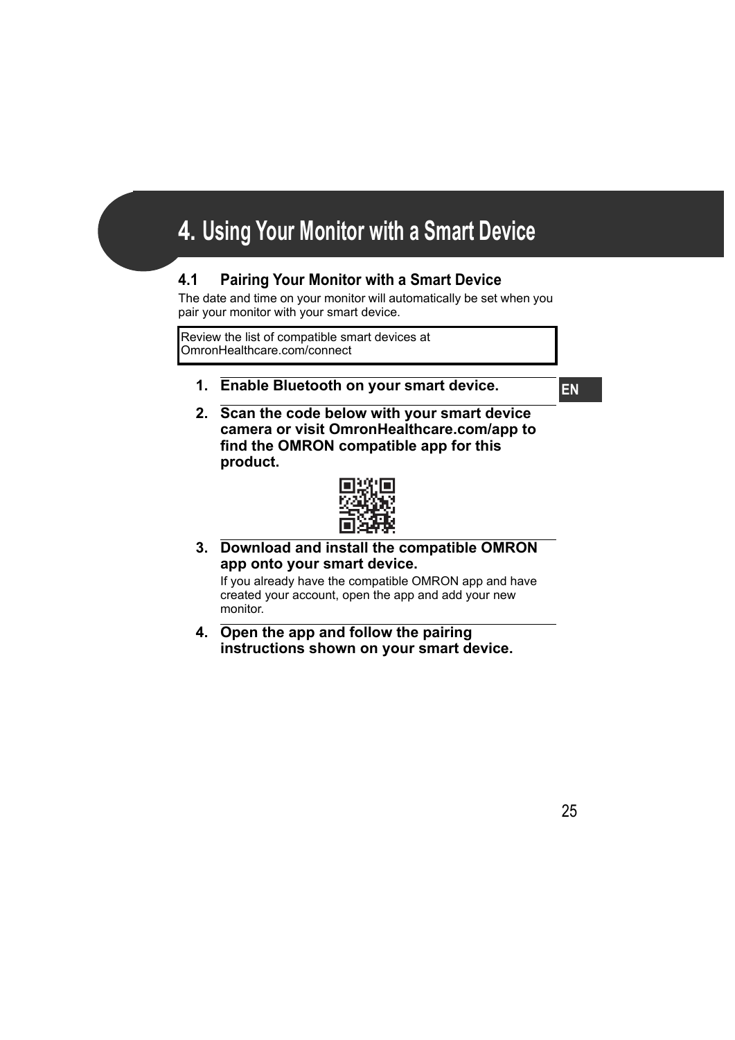# 4. Using Your Monitor with a Smart Device

## 4.1 Pairing Your Monitor with a Smart Device

The date and time on your monitor will automatically be set when you pair your monitor with your smart device.

Review the list of compatible smart devices at OmronHealthcare.com/connect

1. **Enable Bluetooth on your smart device.**

2. **Scan the code below with your smart device camera or visit OmronHealthcare.com/app to find the OMRON compatible app for this product.**

3. **Download and install the compatible OMRON app onto your smart device.**

   If you already have the compatible OMRON app and have created your account, open the app and add your new monitor.

4. **Open the app and follow the pairing instructions shown on your smart device.**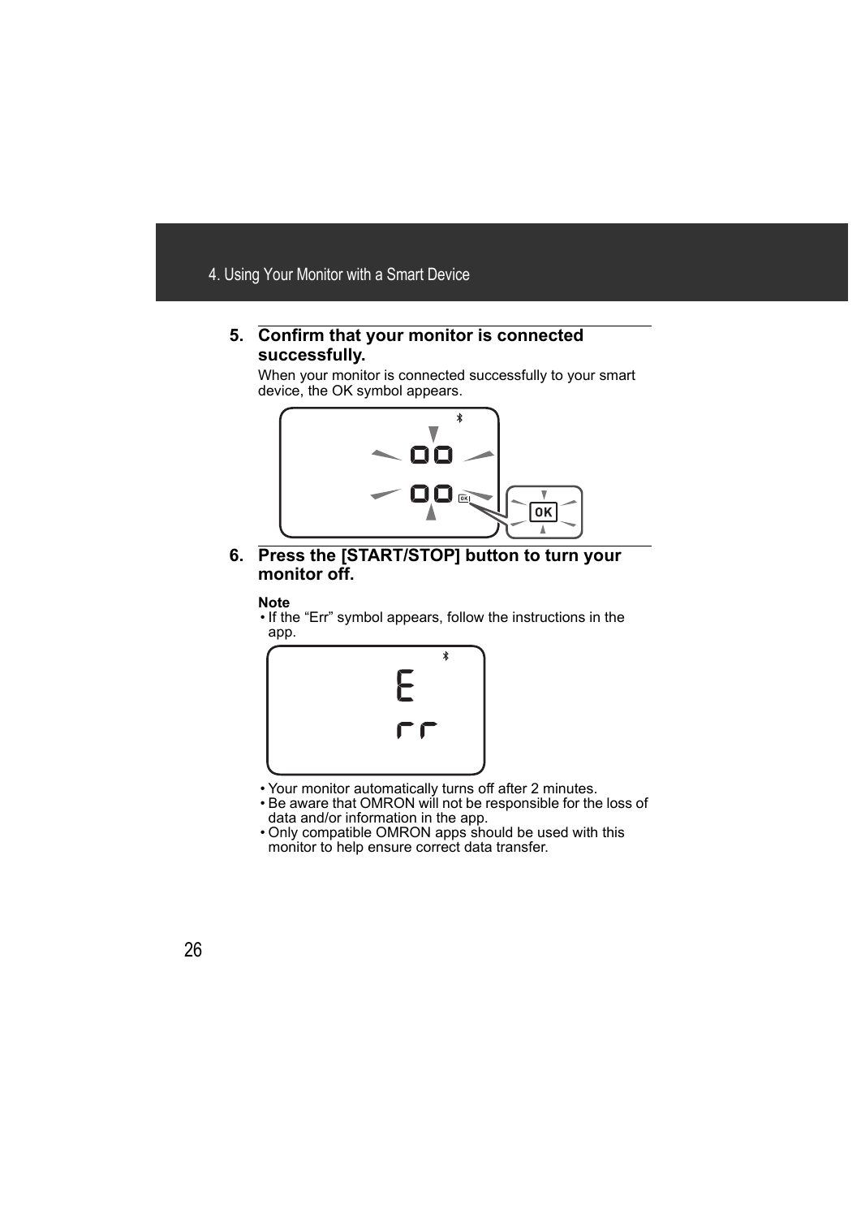5. **Confirm that your monitor is connected successfully.**

   When your monitor is connected successfully to your smart device, the OK symbol appears.

6. **Press the [START/STOP] button to turn your monitor off.**

   **Note**

   - If the "Err" symbol appears, follow the instructions in the app.
   - Your monitor automatically turns off after 2 minutes.
   - Be aware that OMRON will not be responsible for the loss of data and/or information in the app.
   - Only compatible OMRON apps should be used with this monitor to help ensure correct data transfer.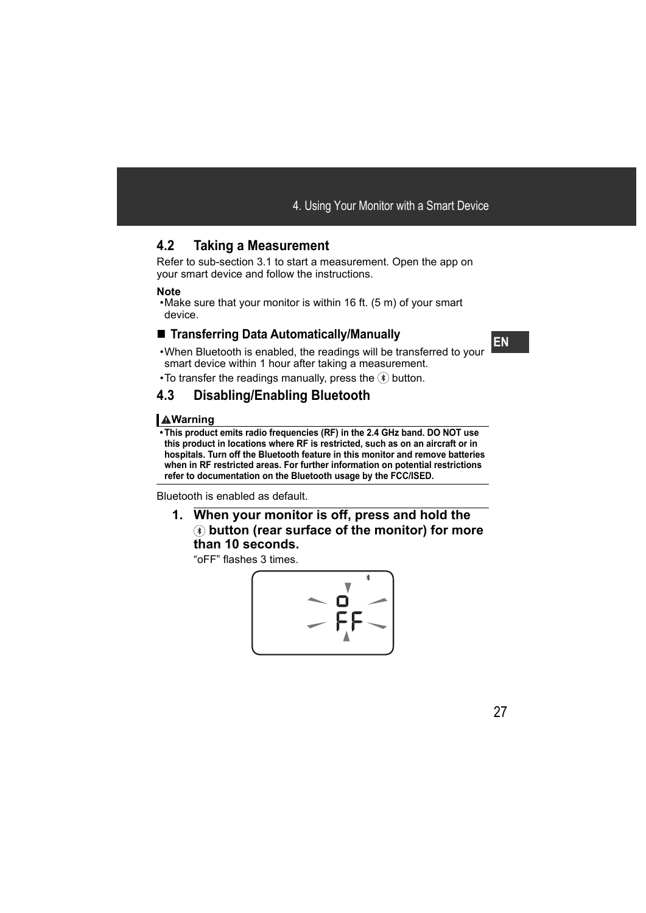## 4.2 Taking a Measurement

Refer to sub-section 3.1 to start a measurement. Open the app on your smart device and follow the instructions.

**Note**

- Make sure that your monitor is within 16 ft. (5 m) of your smart device.

### ■ Transferring Data Automatically/Manually

- When Bluetooth is enabled, the readings will be transferred to your smart device within 1 hour after taking a measurement.
- To transfer the readings manually, press the (Bluetooth) button.

## 4.3 Disabling/Enabling Bluetooth

**⚠Warning**

- **This product emits radio frequencies (RF) in the 2.4 GHz band. DO NOT use this product in locations where RF is restricted, such as on an aircraft or in hospitals. Turn off the Bluetooth feature in this monitor and remove batteries when in RF restricted areas. For further information on potential restrictions refer to documentation on the Bluetooth usage by the FCC/ISED.**

Bluetooth is enabled as default.

**1. When your monitor is off, press and hold the (Bluetooth) button (rear surface of the monitor) for more than 10 seconds.**

"oFF" flashes 3 times.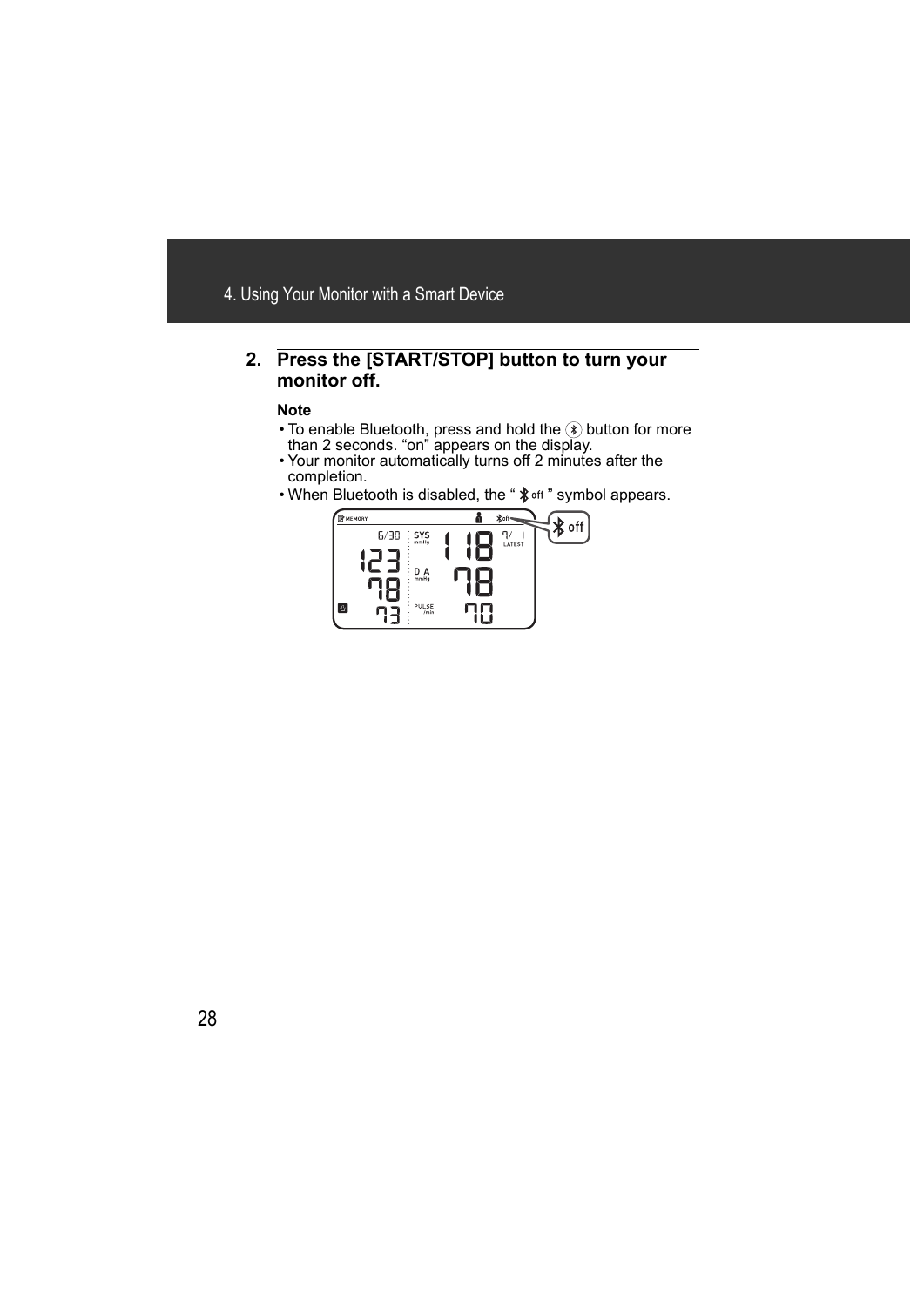2. **Press the [START/STOP] button to turn your monitor off.**

**Note**

- To enable Bluetooth, press and hold the ⓑ button for more than 2 seconds. “on” appears on the display.
- Your monitor automatically turns off 2 minutes after the completion.
- When Bluetooth is disabled, the “ off ” symbol appears.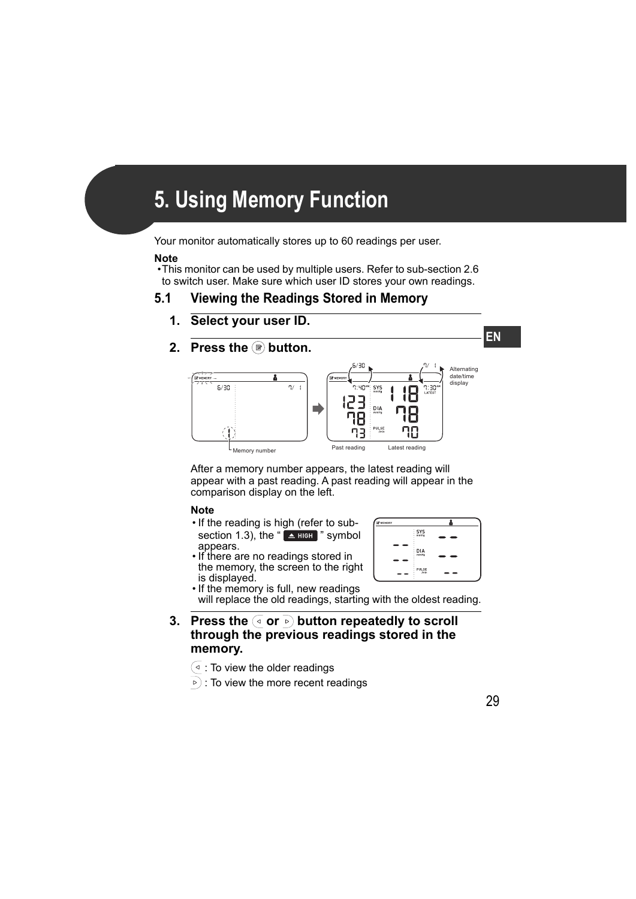# 5. Using Memory Function

Your monitor automatically stores up to 60 readings per user.

**Note**

- This monitor can be used by multiple users. Refer to sub-section 2.6 to switch user. Make sure which user ID stores your own readings.

## 5.1 Viewing the Readings Stored in Memory

### 1. Select your user ID.

### 2. Press the button.

Memory number

Past reading

Latest reading

Alternating date/time display

After a memory number appears, the latest reading will appear with a past reading. A past reading will appear in the comparison display on the left.

**Note**

- If the reading is high (refer to sub-section 1.3), the " HIGH " symbol appears.
- If there are no readings stored in the memory, the screen to the right is displayed.
- If the memory is full, new readings will replace the old readings, starting with the oldest reading.

### 3. Press the or button repeatedly to scroll through the previous readings stored in the memory.

◁ : To view the older readings

▷ : To view the more recent readings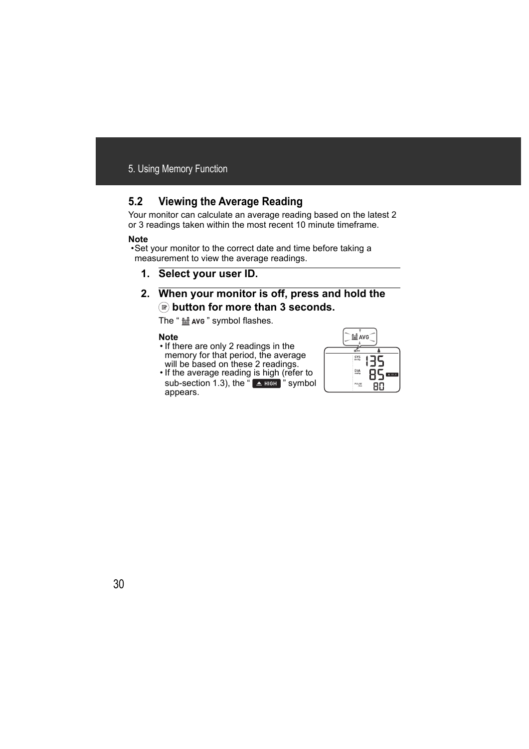## 5.2 Viewing the Average Reading

Your monitor can calculate an average reading based on the latest 2 or 3 readings taken within the most recent 10 minute timeframe.

**Note**

- Set your monitor to the correct date and time before taking a measurement to view the average readings.

### 1. Select your user ID.

### 2. When your monitor is off, press and hold the button for more than 3 seconds.

The " AVG " symbol flashes.

**Note**

- If there are only 2 readings in the memory for that period, the average will be based on these 2 readings.
- If the average reading is high (refer to sub-section 1.3), the " HIGH " symbol appears.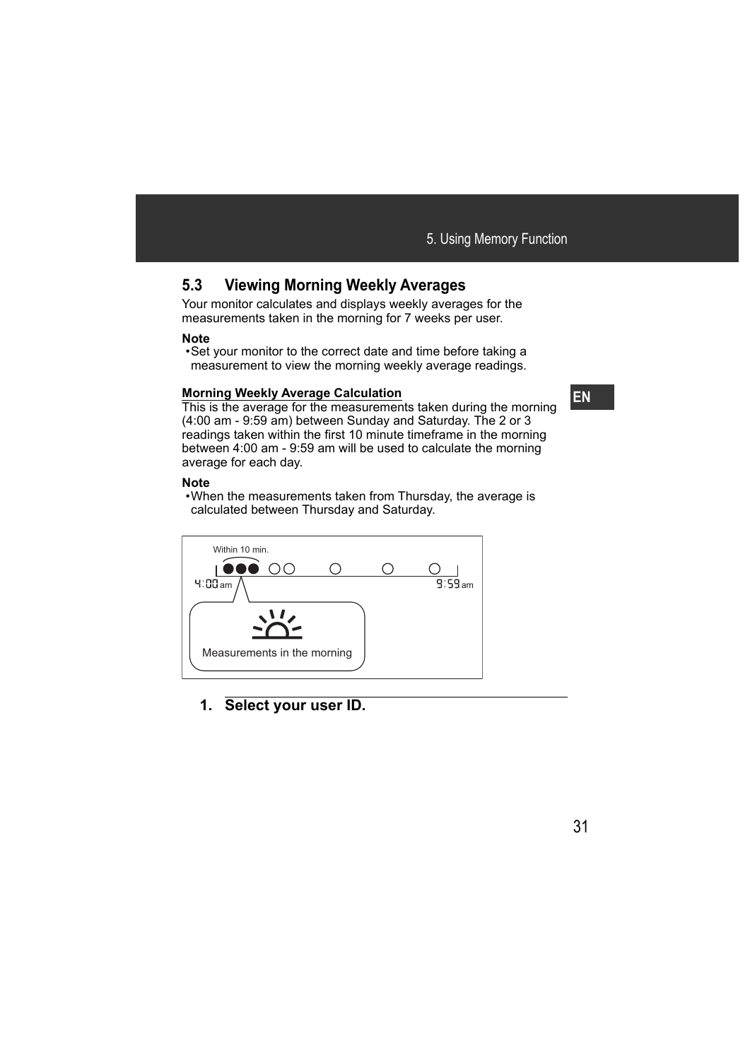## 5.3 Viewing Morning Weekly Averages

Your monitor calculates and displays weekly averages for the measurements taken in the morning for 7 weeks per user.

**Note**

- Set your monitor to the correct date and time before taking a measurement to view the morning weekly average readings.

**Morning Weekly Average Calculation**

This is the average for the measurements taken during the morning (4:00 am - 9:59 am) between Sunday and Saturday. The 2 or 3 readings taken within the first 10 minute timeframe in the morning between 4:00 am - 9:59 am will be used to calculate the morning average for each day.

**Note**

- When the measurements taken from Thursday, the average is calculated between Thursday and Saturday.

Within 10 min.

4:00 am — 9:59 am

Measurements in the morning

**1. Select your user ID.**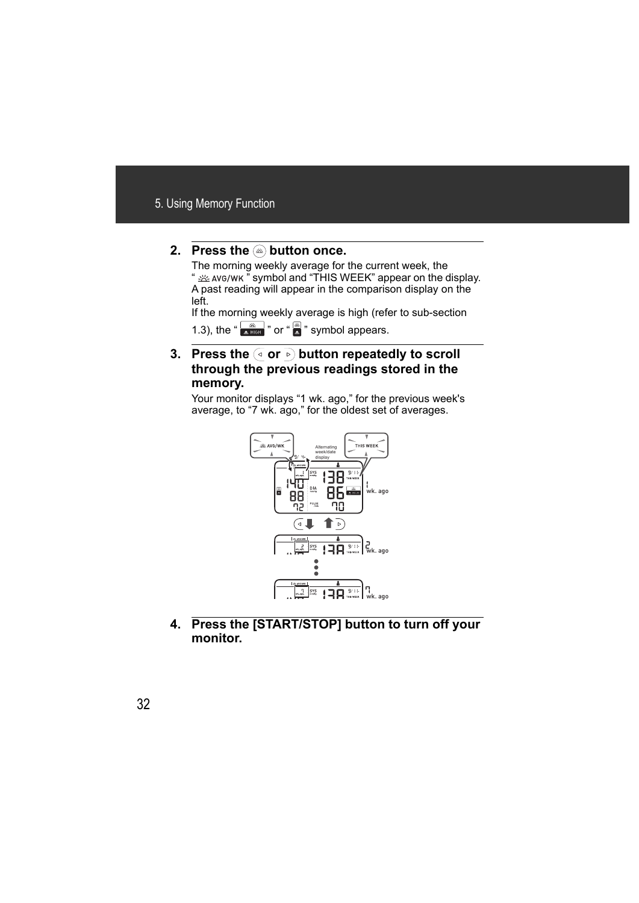**2. Press the button once.**

The morning weekly average for the current week, the " AVG/WK " symbol and "THIS WEEK" appear on the display. A past reading will appear in the comparison display on the left.

If the morning weekly average is high (refer to sub-section 1.3), the " HIGH " or " " symbol appears.

**3. Press the ◁ or ▷ button repeatedly to scroll through the previous readings stored in the memory.**

Your monitor displays "1 wk. ago," for the previous week's average, to "7 wk. ago," for the oldest set of averages.

**4. Press the [START/STOP] button to turn off your monitor.**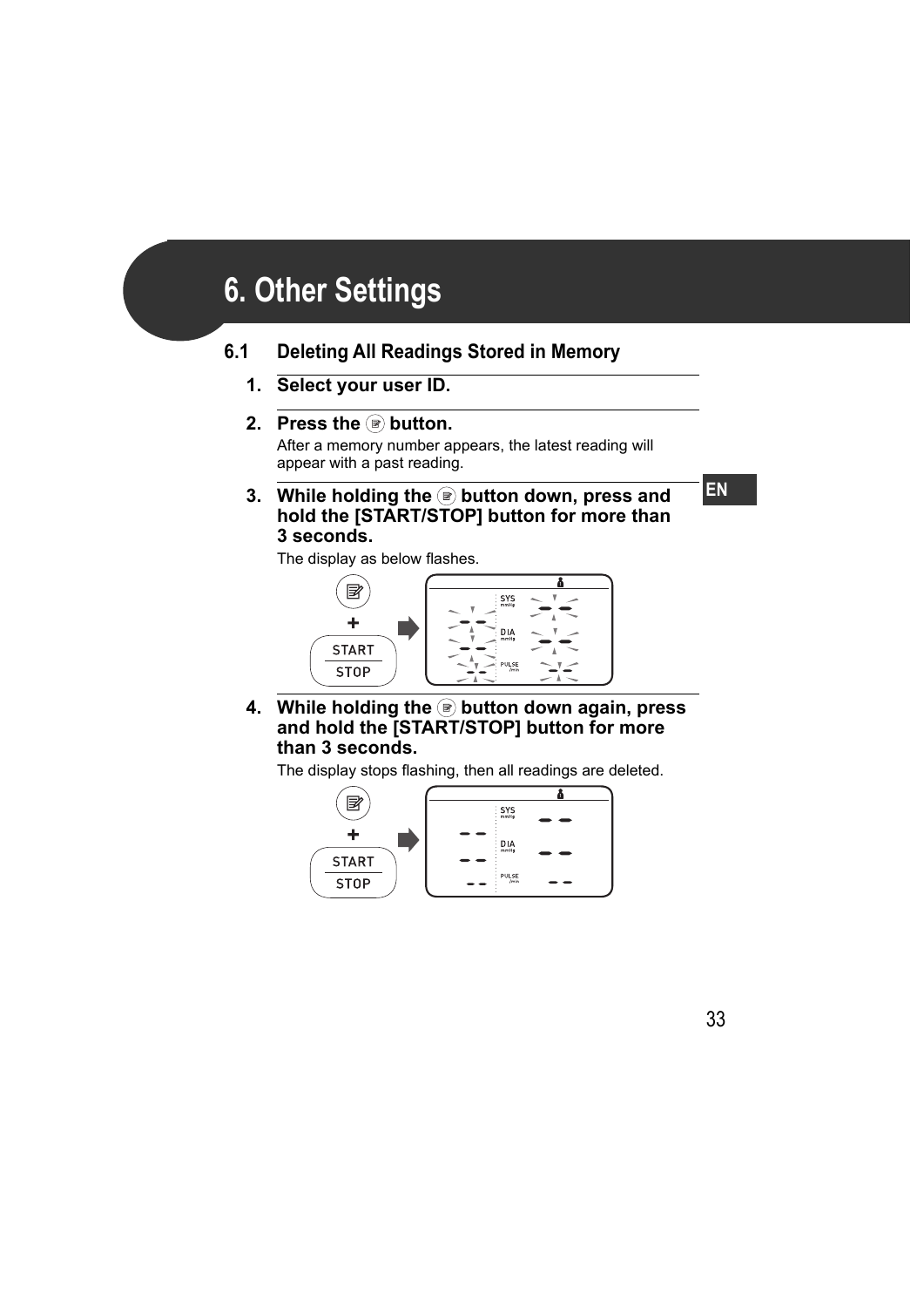# 6. Other Settings

## 6.1 Deleting All Readings Stored in Memory

1. **Select your user ID.**

2. **Press the button.**

   After a memory number appears, the latest reading will appear with a past reading.

3. **While holding the button down, press and hold the [START/STOP] button for more than 3 seconds.**

   The display as below flashes.

4. **While holding the button down again, press and hold the [START/STOP] button for more than 3 seconds.**

   The display stops flashing, then all readings are deleted.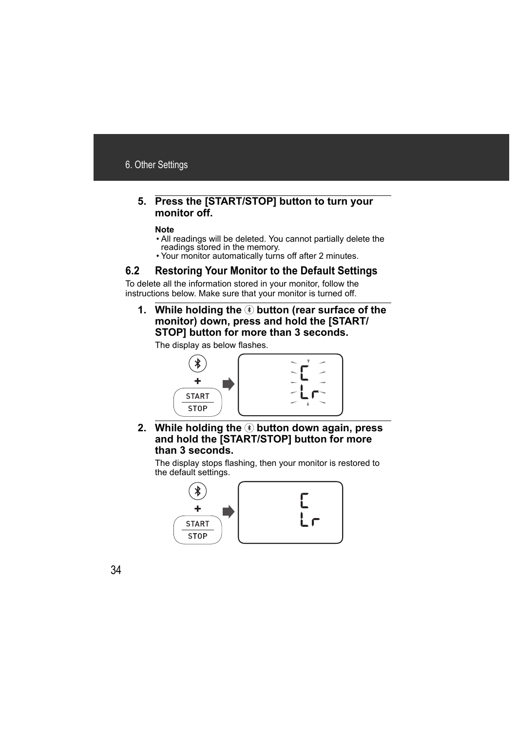**5. Press the [START/STOP] button to turn your monitor off.**

**Note**

- All readings will be deleted. You cannot partially delete the readings stored in the memory.
- Your monitor automatically turns off after 2 minutes.

## 6.2 Restoring Your Monitor to the Default Settings

To delete all the information stored in your monitor, follow the instructions below. Make sure that your monitor is turned off.

**1. While holding the ✱ button (rear surface of the monitor) down, press and hold the [START/STOP] button for more than 3 seconds.**

The display as below flashes.

**2. While holding the ✱ button down again, press and hold the [START/STOP] button for more than 3 seconds.**

The display stops flashing, then your monitor is restored to the default settings.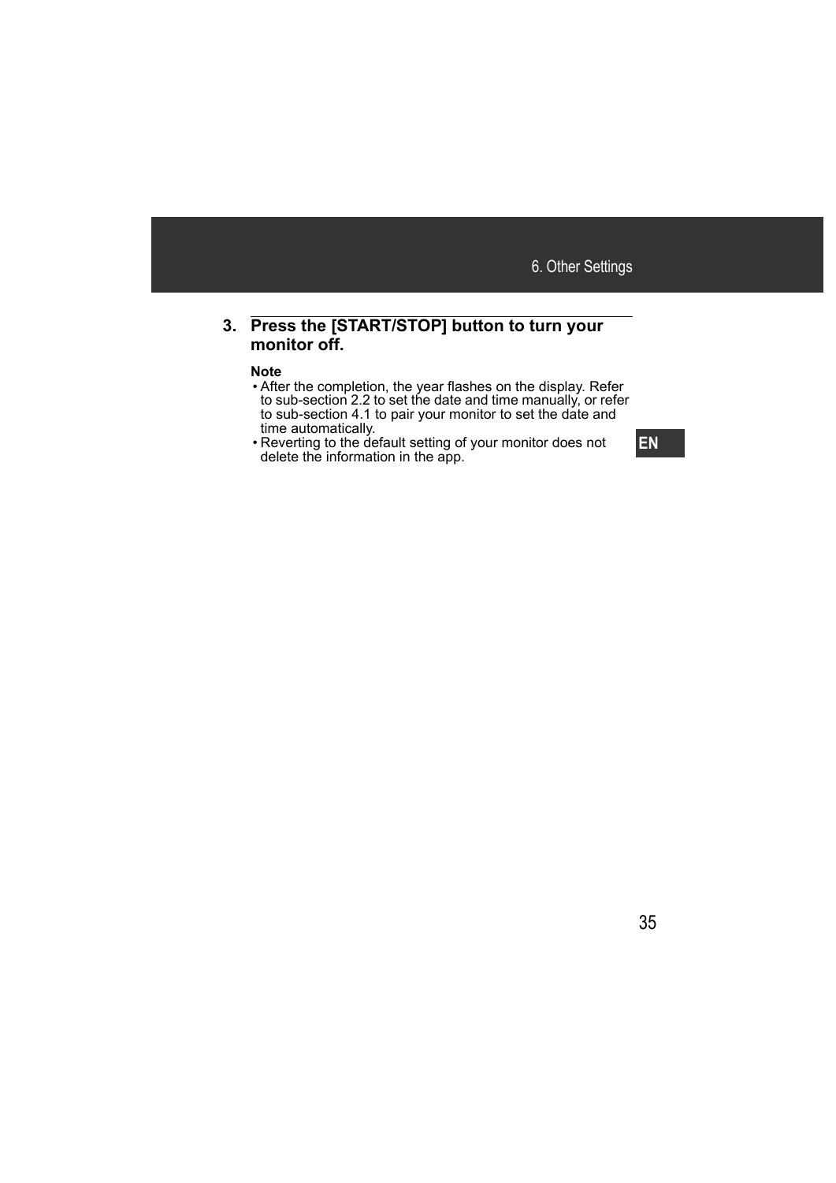3. **Press the [START/STOP] button to turn your monitor off.**

   **Note**
   - After the completion, the year flashes on the display. Refer to sub-section 2.2 to set the date and time manually, or refer to sub-section 4.1 to pair your monitor to set the date and time automatically.
   - Reverting to the default setting of your monitor does not delete the information in the app.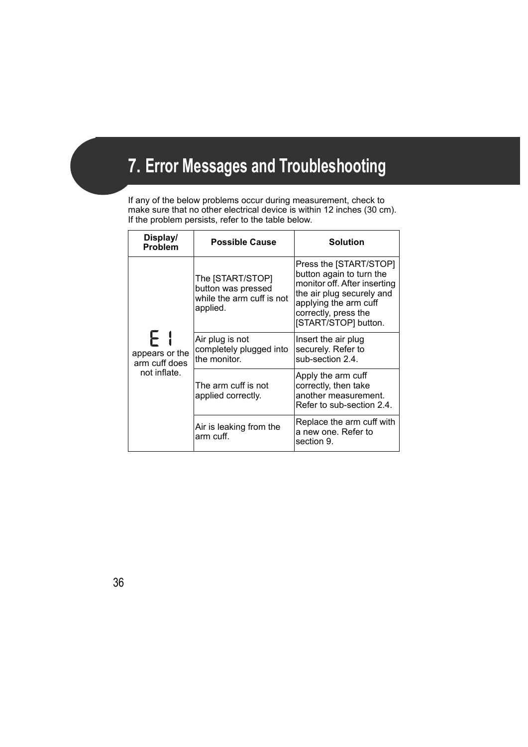# 7. Error Messages and Troubleshooting

If any of the below problems occur during measurement, check to make sure that no other electrical device is within 12 inches (30 cm). If the problem persists, refer to the table below.

| Display/ Problem | Possible Cause | Solution |
| --- | --- | --- |
| E 1 appears or the arm cuff does not inflate. | The [START/STOP] button was pressed while the arm cuff is not applied. | Press the [START/STOP] button again to turn the monitor off. After inserting the air plug securely and applying the arm cuff correctly, press the [START/STOP] button. |
| | Air plug is not completely plugged into the monitor. | Insert the air plug securely. Refer to sub-section 2.4. |
| | The arm cuff is not applied correctly. | Apply the arm cuff correctly, then take another measurement. Refer to sub-section 2.4. |
| | Air is leaking from the arm cuff. | Replace the arm cuff with a new one. Refer to section 9. |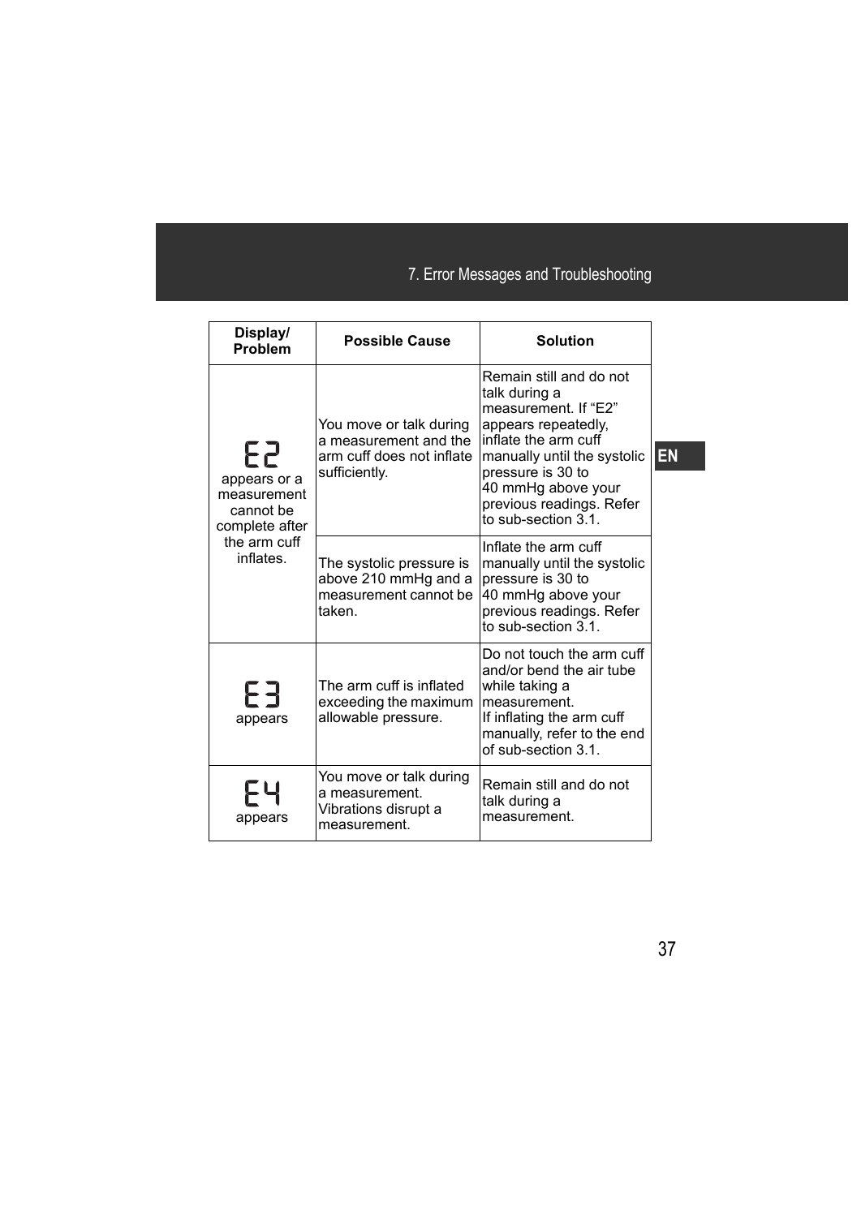| Display/ Problem | Possible Cause | Solution |
| --- | --- | --- |
| E2 appears or a measurement cannot be complete after the arm cuff inflates. | You move or talk during a measurement and the arm cuff does not inflate sufficiently. | Remain still and do not talk during a measurement. If “E2” appears repeatedly, inflate the arm cuff manually until the systolic pressure is 30 to 40 mmHg above your previous readings. Refer to sub-section 3.1. |
| | The systolic pressure is above 210 mmHg and a measurement cannot be taken. | Inflate the arm cuff manually until the systolic pressure is 30 to 40 mmHg above your previous readings. Refer to sub-section 3.1. |
| E3 appears | The arm cuff is inflated exceeding the maximum allowable pressure. | Do not touch the arm cuff and/or bend the air tube while taking a measurement. If inflating the arm cuff manually, refer to the end of sub-section 3.1. |
| E4 appears | You move or talk during a measurement. Vibrations disrupt a measurement. | Remain still and do not talk during a measurement. |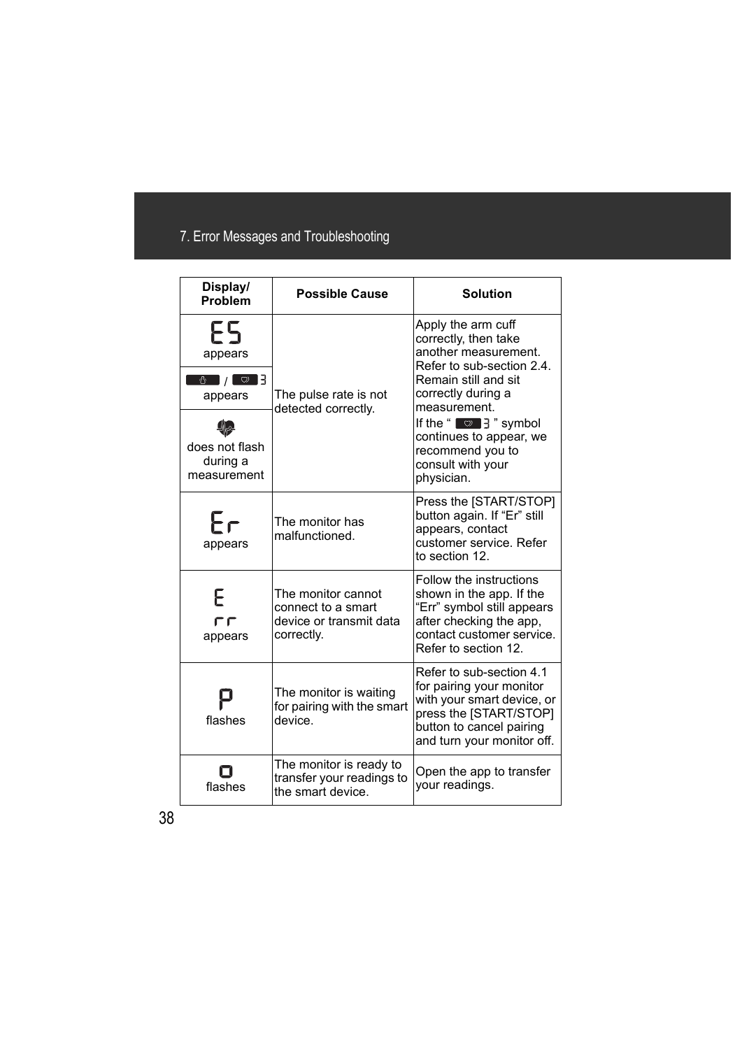| Display/ Problem | Possible Cause | Solution |
|---|---|---|
| E5 appears | The pulse rate is not detected correctly. | Apply the arm cuff correctly, then take another measurement. Refer to sub-section 2.4. Remain still and sit correctly during a measurement. If the " 3 " symbol continues to appear, we recommend you to consult with your physician. |
| / 3 appears | | |
| does not flash during a measurement | | |
| Er appears | The monitor has malfunctioned. | Press the [START/STOP] button again. If "Er" still appears, contact customer service. Refer to section 12. |
| E rr appears | The monitor cannot connect to a smart device or transmit data correctly. | Follow the instructions shown in the app. If the "Err" symbol still appears after checking the app, contact customer service. Refer to section 12. |
| P flashes | The monitor is waiting for pairing with the smart device. | Refer to sub-section 4.1 for pairing your monitor with your smart device, or press the [START/STOP] button to cancel pairing and turn your monitor off. |
| o flashes | The monitor is ready to transfer your readings to the smart device. | Open the app to transfer your readings. |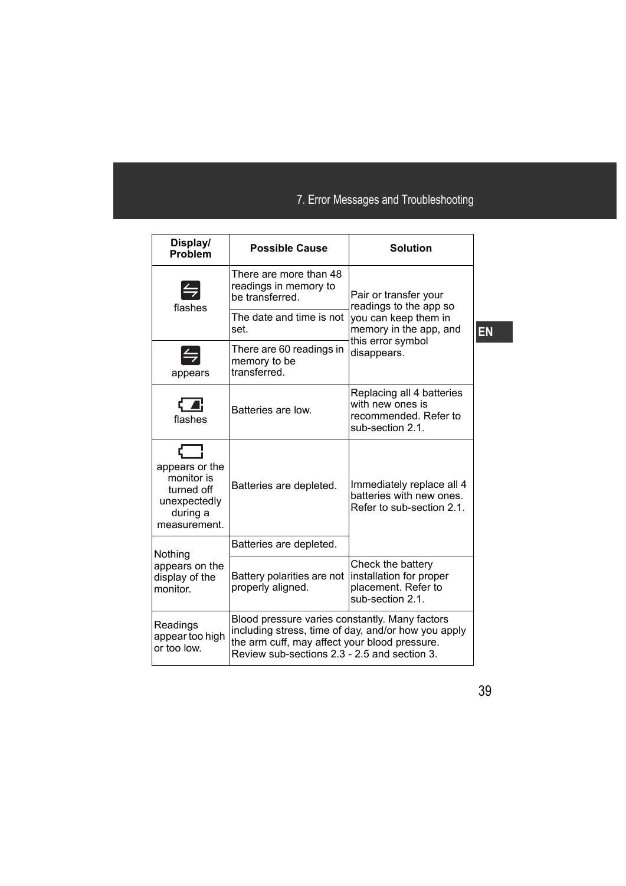| Display/ Problem | Possible Cause | Solution |
|---|---|---|
| flashes | There are more than 48 readings in memory to be transferred. | Pair or transfer your readings to the app so you can keep them in memory in the app, and this error symbol disappears. |
| | The date and time is not set. | |
| appears | There are 60 readings in memory to be transferred. | |
| flashes | Batteries are low. | Replacing all 4 batteries with new ones is recommended. Refer to sub-section 2.1. |
| appears or the monitor is turned off unexpectedly during a measurement. | Batteries are depleted. | Immediately replace all 4 batteries with new ones. Refer to sub-section 2.1. |
| Nothing appears on the display of the monitor. | Batteries are depleted. | |
| | Battery polarities are not properly aligned. | Check the battery installation for proper placement. Refer to sub-section 2.1. |
| Readings appear too high or too low. | Blood pressure varies constantly. Many factors including stress, time of day, and/or how you apply the arm cuff, may affect your blood pressure. Review sub-sections 2.3 - 2.5 and section 3. | |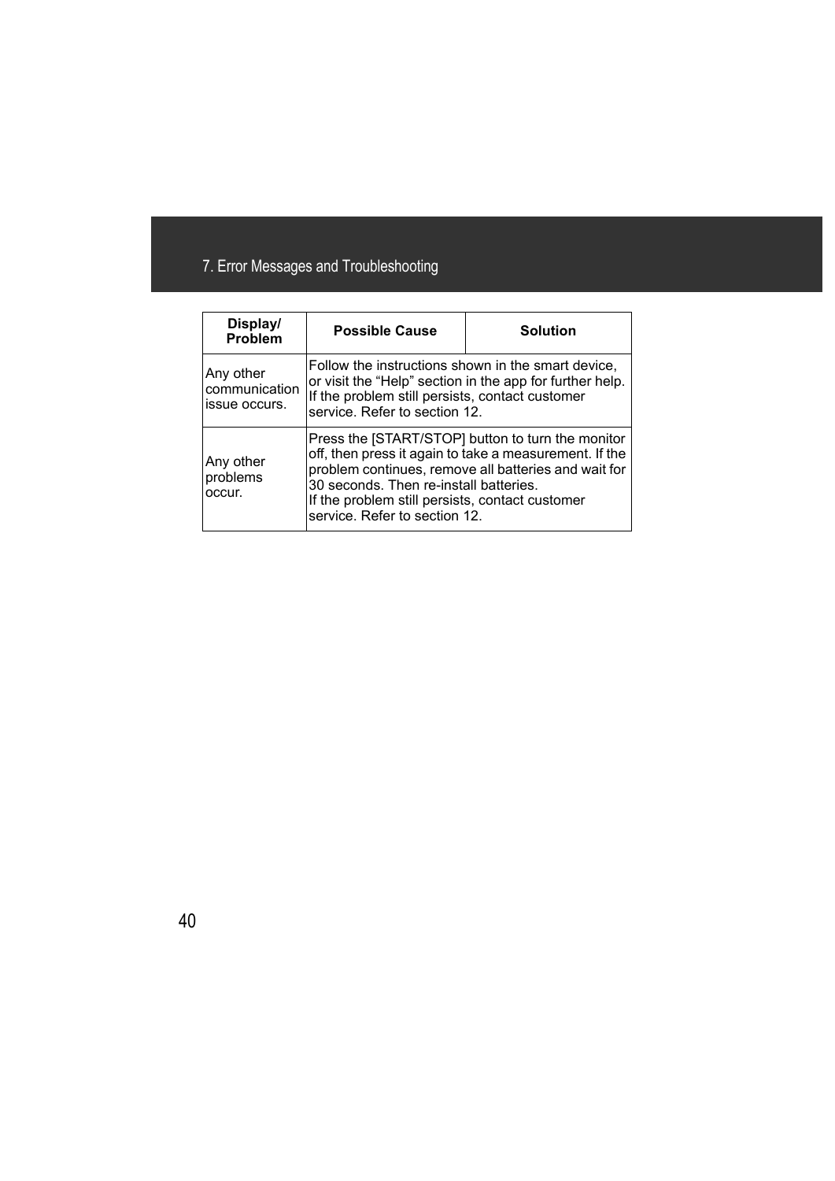| Display/ Problem | Possible Cause | Solution |
| --- | --- | --- |
| Any other communication issue occurs. | Follow the instructions shown in the smart device, or visit the “Help” section in the app for further help. If the problem still persists, contact customer service. Refer to section 12. | |
| Any other problems occur. | Press the [START/STOP] button to turn the monitor off, then press it again to take a measurement. If the problem continues, remove all batteries and wait for 30 seconds. Then re-install batteries. If the problem still persists, contact customer service. Refer to section 12. | |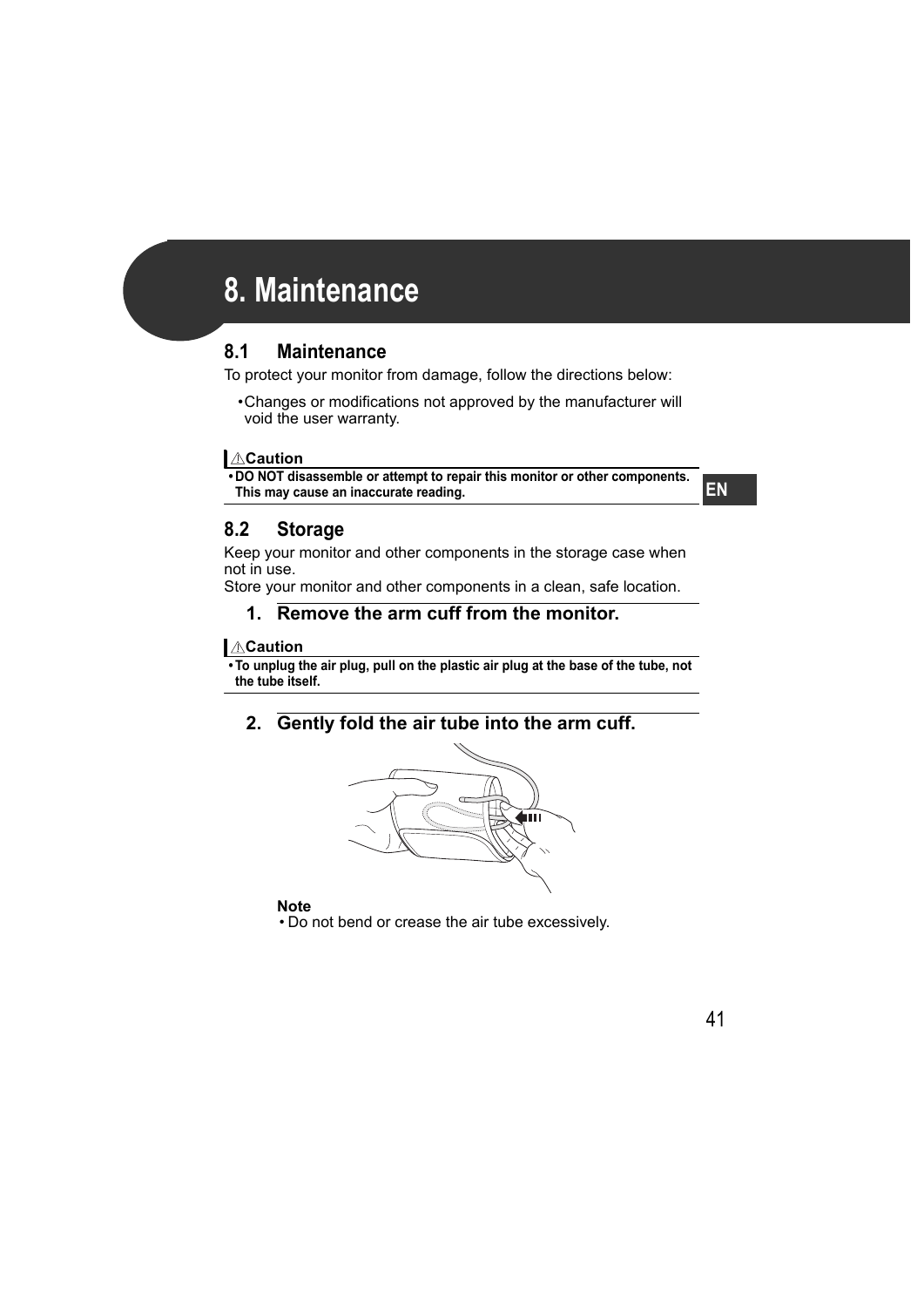# 8. Maintenance

## 8.1 Maintenance

To protect your monitor from damage, follow the directions below:

- Changes or modifications not approved by the manufacturer will void the user warranty.

⚠**Caution**

- **DO NOT disassemble or attempt to repair this monitor or other components. This may cause an inaccurate reading.**

EN

## 8.2 Storage

Keep your monitor and other components in the storage case when not in use.
Store your monitor and other components in a clean, safe location.

### 1. Remove the arm cuff from the monitor.

⚠**Caution**

- **To unplug the air plug, pull on the plastic air plug at the base of the tube, not the tube itself.**

### 2. Gently fold the air tube into the arm cuff.

**Note**

- Do not bend or crease the air tube excessively.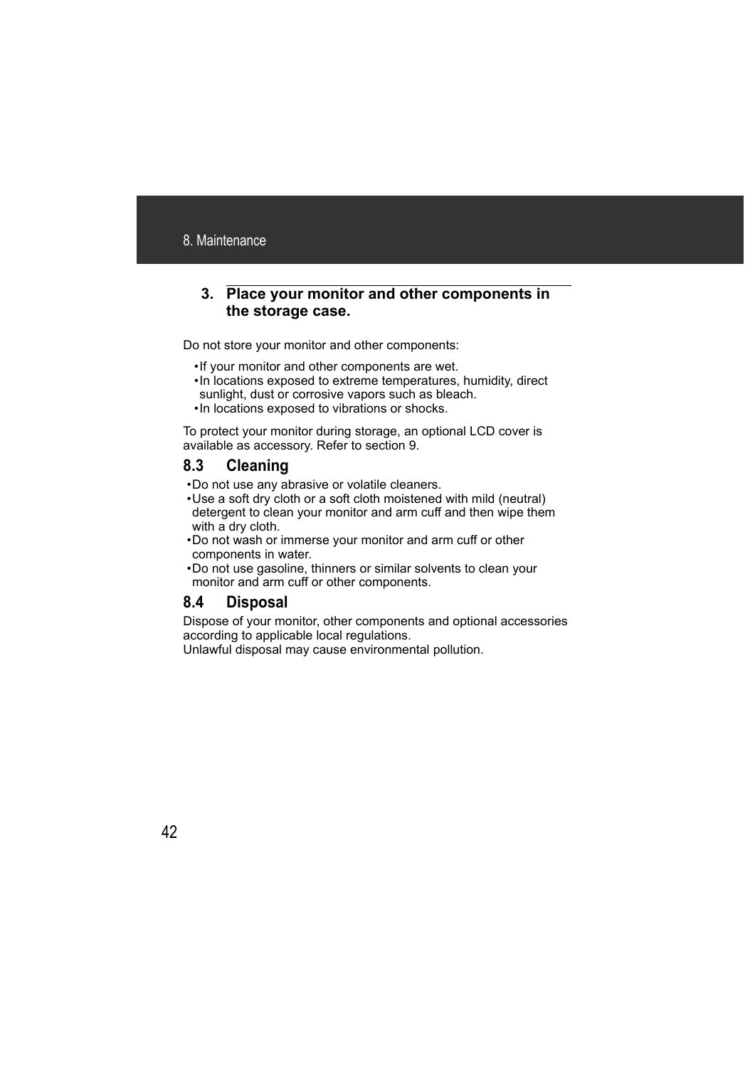3. **Place your monitor and other components in the storage case.**

Do not store your monitor and other components:

- If your monitor and other components are wet.
- In locations exposed to extreme temperatures, humidity, direct sunlight, dust or corrosive vapors such as bleach.
- In locations exposed to vibrations or shocks.

To protect your monitor during storage, an optional LCD cover is available as accessory. Refer to section 9.

## 8.3 Cleaning

- Do not use any abrasive or volatile cleaners.
- Use a soft dry cloth or a soft cloth moistened with mild (neutral) detergent to clean your monitor and arm cuff and then wipe them with a dry cloth.
- Do not wash or immerse your monitor and arm cuff or other components in water.
- Do not use gasoline, thinners or similar solvents to clean your monitor and arm cuff or other components.

## 8.4 Disposal

Dispose of your monitor, other components and optional accessories according to applicable local regulations.
Unlawful disposal may cause environmental pollution.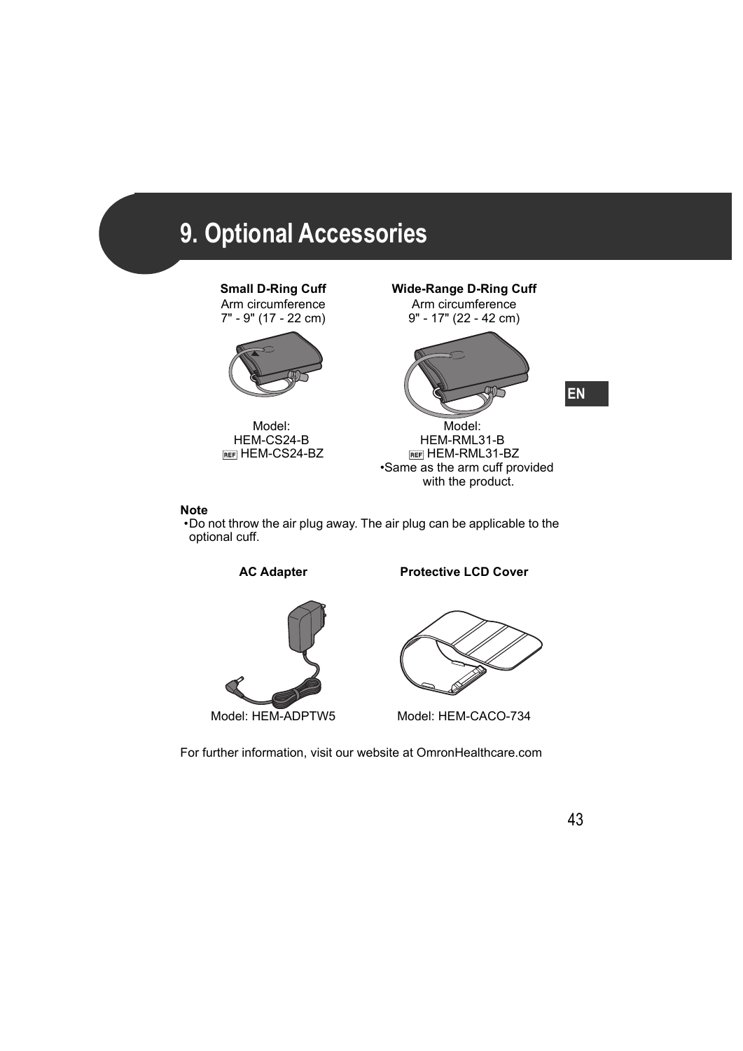# 9. Optional Accessories

**Small D-Ring Cuff**
Arm circumference
7" - 9" (17 - 22 cm)

Model:
HEM-CS24-B
REF HEM-CS24-BZ

**Wide-Range D-Ring Cuff**
Arm circumference
9" - 17" (22 - 42 cm)

Model:
HEM-RML31-B
REF HEM-RML31-BZ
•Same as the arm cuff provided with the product.

EN

**Note**
- Do not throw the air plug away. The air plug can be applicable to the optional cuff.

**AC Adapter**

Model: HEM-ADPTW5

**Protective LCD Cover**

Model: HEM-CACO-734

For further information, visit our website at OmronHealthcare.com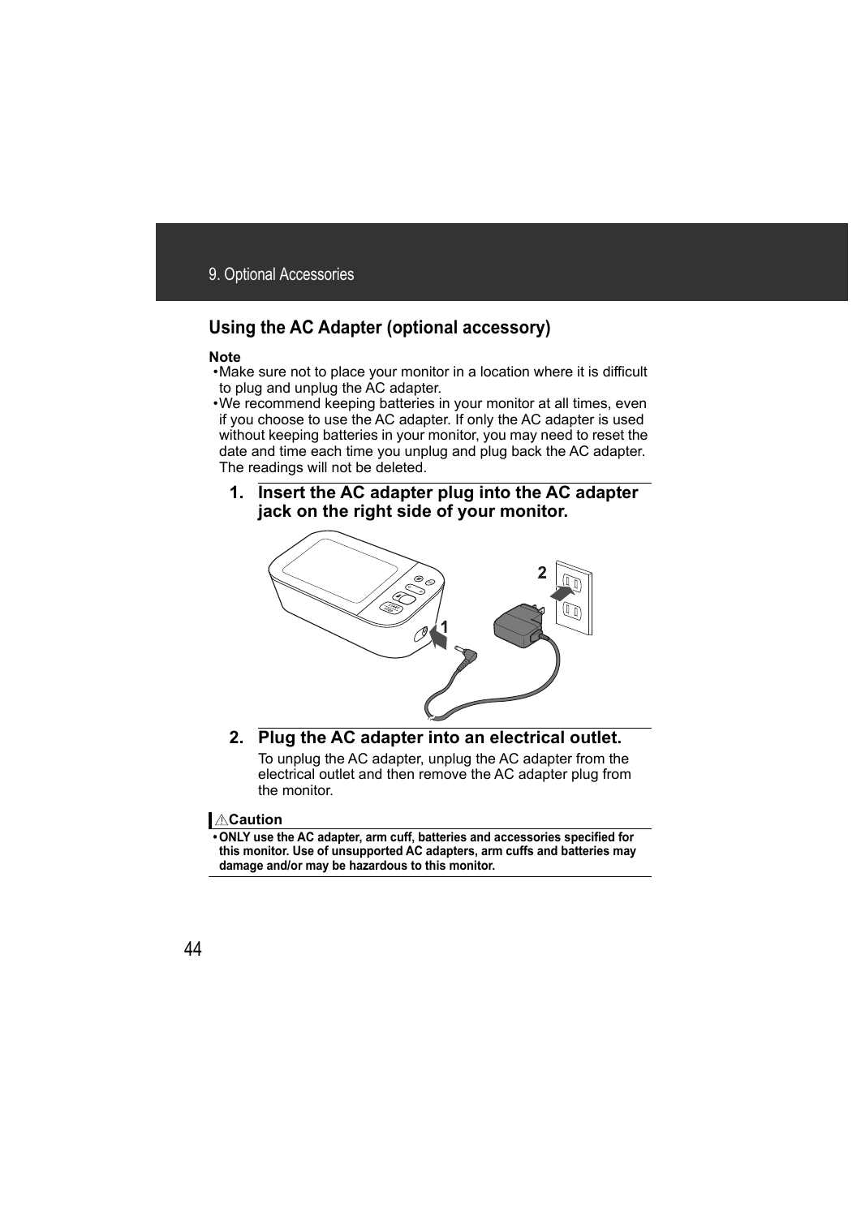## Using the AC Adapter (optional accessory)

**Note**

- Make sure not to place your monitor in a location where it is difficult to plug and unplug the AC adapter.
- We recommend keeping batteries in your monitor at all times, even if you choose to use the AC adapter. If only the AC adapter is used without keeping batteries in your monitor, you may need to reset the date and time each time you unplug and plug back the AC adapter. The readings will not be deleted.

### 1. Insert the AC adapter plug into the AC adapter jack on the right side of your monitor.

### 2. Plug the AC adapter into an electrical outlet.

To unplug the AC adapter, unplug the AC adapter from the electrical outlet and then remove the AC adapter plug from the monitor.

**⚠Caution**

- **ONLY use the AC adapter, arm cuff, batteries and accessories specified for this monitor. Use of unsupported AC adapters, arm cuffs and batteries may damage and/or may be hazardous to this monitor.**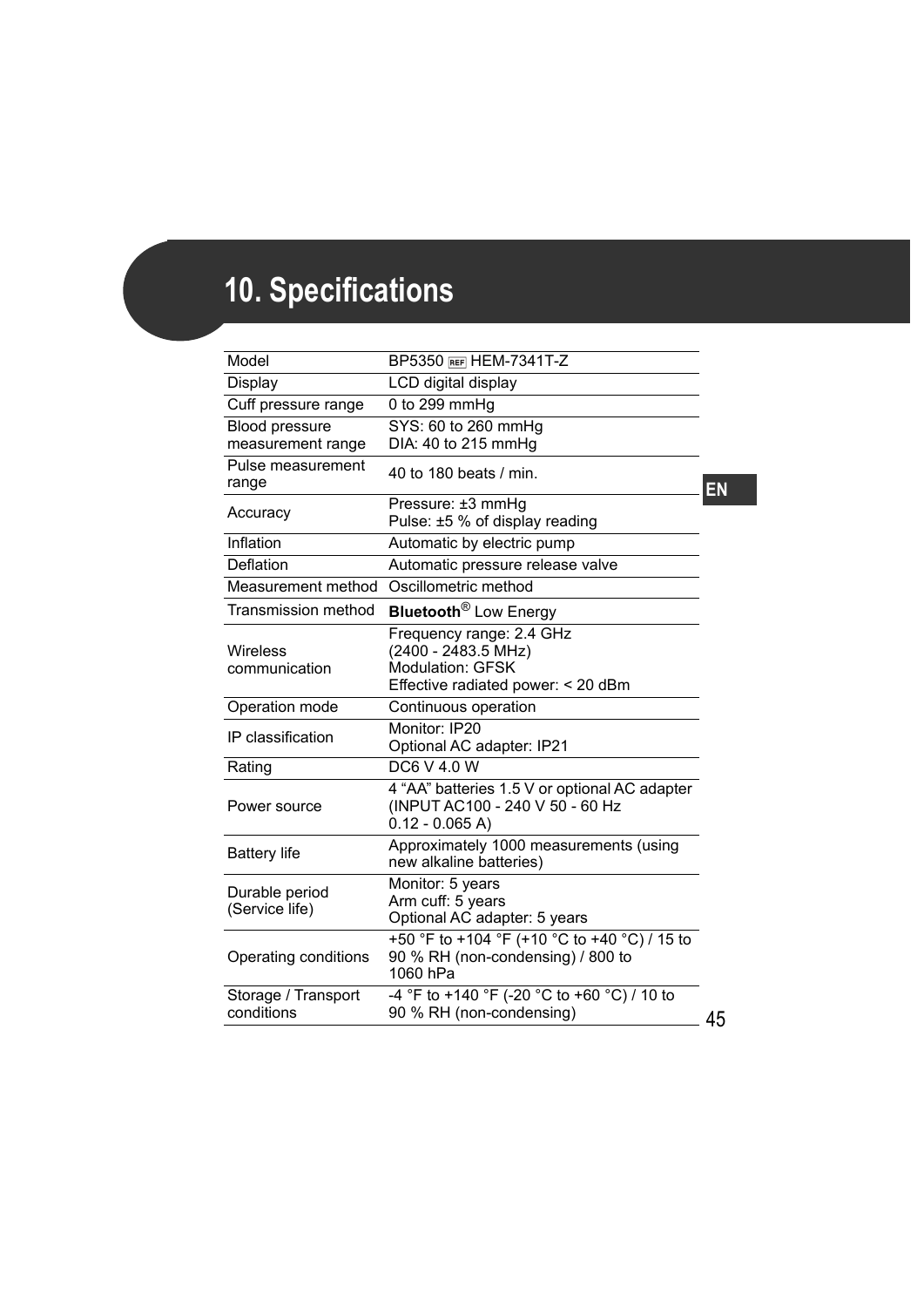# 10. Specifications

| | |
|---|---|
| Model | BP5350 REF HEM-7341T-Z |
| Display | LCD digital display |
| Cuff pressure range | 0 to 299 mmHg |
| Blood pressure measurement range | SYS: 60 to 260 mmHg<br>DIA: 40 to 215 mmHg |
| Pulse measurement range | 40 to 180 beats / min. |
| Accuracy | Pressure: ±3 mmHg<br>Pulse: ±5 % of display reading |
| Inflation | Automatic by electric pump |
| Deflation | Automatic pressure release valve |
| Measurement method | Oscillometric method |
| Transmission method | **Bluetooth**® Low Energy |
| Wireless communication | Frequency range: 2.4 GHz<br>(2400 - 2483.5 MHz)<br>Modulation: GFSK<br>Effective radiated power: < 20 dBm |
| Operation mode | Continuous operation |
| IP classification | Monitor: IP20<br>Optional AC adapter: IP21 |
| Rating | DC6 V 4.0 W |
| Power source | 4 “AA” batteries 1.5 V or optional AC adapter (INPUT AC100 - 240 V 50 - 60 Hz 0.12 - 0.065 A) |
| Battery life | Approximately 1000 measurements (using new alkaline batteries) |
| Durable period (Service life) | Monitor: 5 years<br>Arm cuff: 5 years<br>Optional AC adapter: 5 years |
| Operating conditions | +50 °F to +104 °F (+10 °C to +40 °C) / 15 to 90 % RH (non-condensing) / 800 to 1060 hPa |
| Storage / Transport conditions | -4 °F to +140 °F (-20 °C to +60 °C) / 10 to 90 % RH (non-condensing) |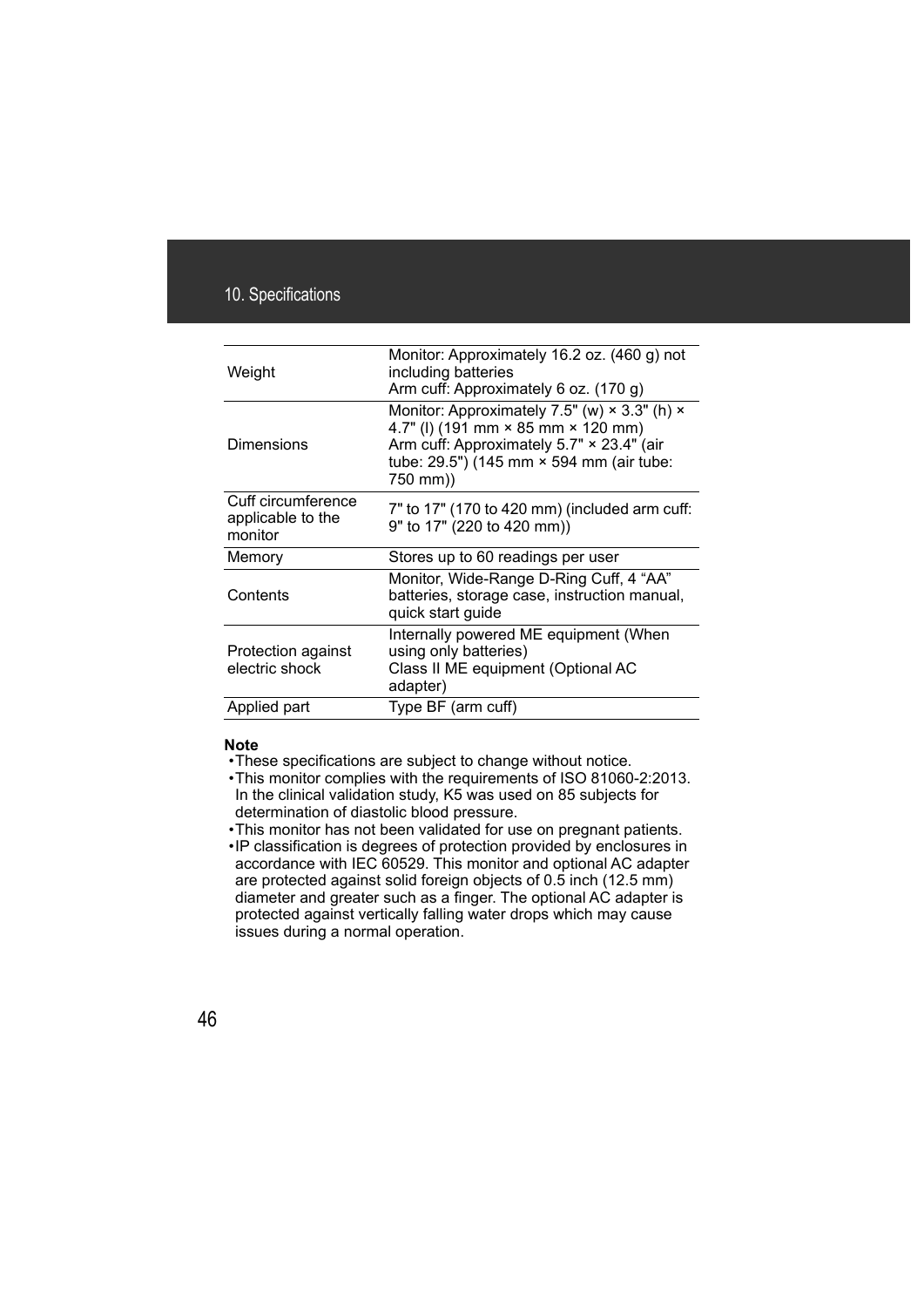| Weight | Monitor: Approximately 16.2 oz. (460 g) not including batteries<br>Arm cuff: Approximately 6 oz. (170 g) |
|---|---|
| Dimensions | Monitor: Approximately 7.5" (w) × 3.3" (h) × 4.7" (l) (191 mm × 85 mm × 120 mm)<br>Arm cuff: Approximately 5.7" × 23.4" (air tube: 29.5") (145 mm × 594 mm (air tube: 750 mm)) |
| Cuff circumference applicable to the monitor | 7" to 17" (170 to 420 mm) (included arm cuff: 9" to 17" (220 to 420 mm)) |
| Memory | Stores up to 60 readings per user |
| Contents | Monitor, Wide-Range D-Ring Cuff, 4 “AA” batteries, storage case, instruction manual, quick start guide |
| Protection against electric shock | Internally powered ME equipment (When using only batteries)<br>Class II ME equipment (Optional AC adapter) |
| Applied part | Type BF (arm cuff) |

**Note**

- These specifications are subject to change without notice.
- This monitor complies with the requirements of ISO 81060-2:2013. In the clinical validation study, K5 was used on 85 subjects for determination of diastolic blood pressure.
- This monitor has not been validated for use on pregnant patients.
- IP classification is degrees of protection provided by enclosures in accordance with IEC 60529. This monitor and optional AC adapter are protected against solid foreign objects of 0.5 inch (12.5 mm) diameter and greater such as a finger. The optional AC adapter is protected against vertically falling water drops which may cause issues during a normal operation.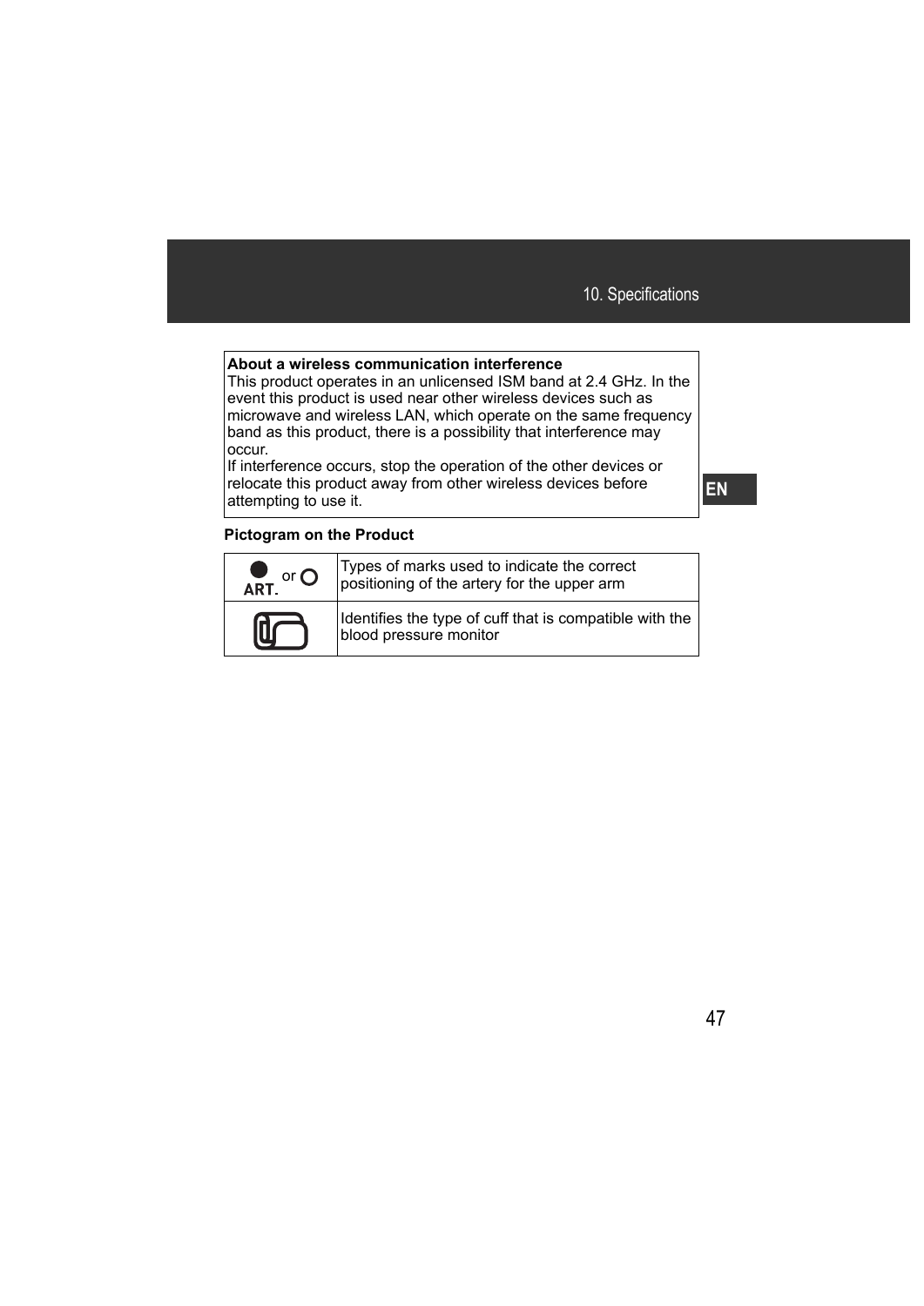**About a wireless communication interference**

This product operates in an unlicensed ISM band at 2.4 GHz. In the event this product is used near other wireless devices such as microwave and wireless LAN, which operate on the same frequency band as this product, there is a possibility that interference may occur.

If interference occurs, stop the operation of the other devices or relocate this product away from other wireless devices before attempting to use it.

**Pictogram on the Product**

| | |
|---|---|
| ● ART. or ○ | Types of marks used to indicate the correct positioning of the artery for the upper arm |
| | Identifies the type of cuff that is compatible with the blood pressure monitor |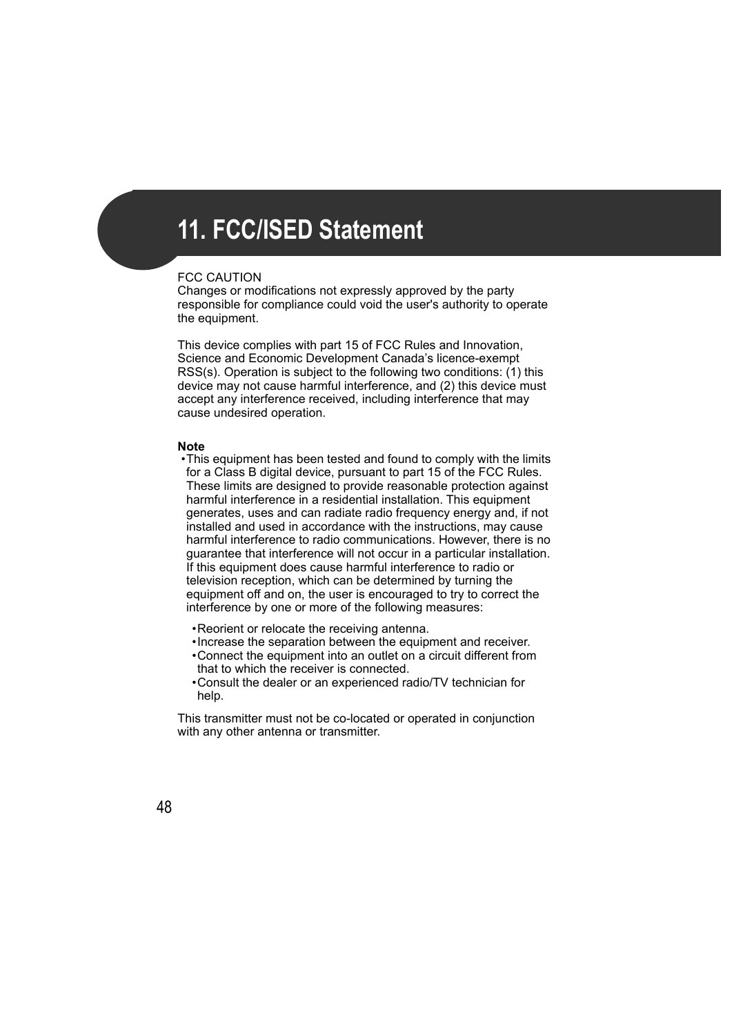# 11. FCC/ISED Statement

FCC CAUTION
Changes or modifications not expressly approved by the party responsible for compliance could void the user's authority to operate the equipment.

This device complies with part 15 of FCC Rules and Innovation, Science and Economic Development Canada's licence-exempt RSS(s). Operation is subject to the following two conditions: (1) this device may not cause harmful interference, and (2) this device must accept any interference received, including interference that may cause undesired operation.

**Note**

- This equipment has been tested and found to comply with the limits for a Class B digital device, pursuant to part 15 of the FCC Rules. These limits are designed to provide reasonable protection against harmful interference in a residential installation. This equipment generates, uses and can radiate radio frequency energy and, if not installed and used in accordance with the instructions, may cause harmful interference to radio communications. However, there is no guarantee that interference will not occur in a particular installation. If this equipment does cause harmful interference to radio or television reception, which can be determined by turning the equipment off and on, the user is encouraged to try to correct the interference by one or more of the following measures:

  - Reorient or relocate the receiving antenna.
  - Increase the separation between the equipment and receiver.
  - Connect the equipment into an outlet on a circuit different from that to which the receiver is connected.
  - Consult the dealer or an experienced radio/TV technician for help.

This transmitter must not be co-located or operated in conjunction with any other antenna or transmitter.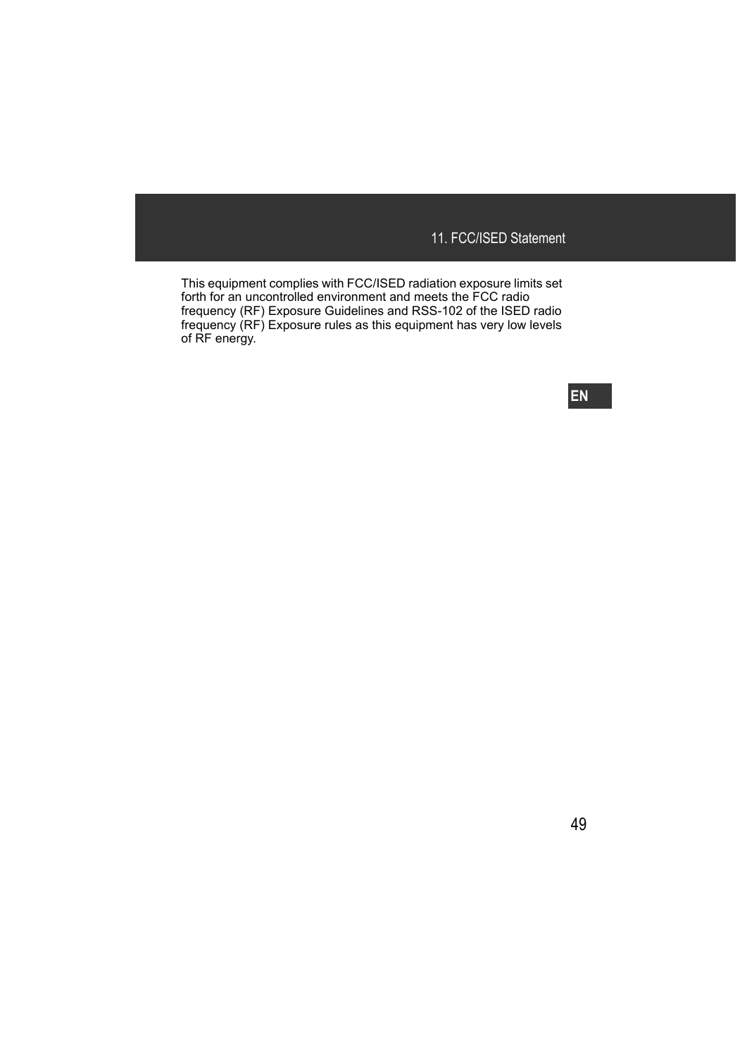This equipment complies with FCC/ISED radiation exposure limits set forth for an uncontrolled environment and meets the FCC radio frequency (RF) Exposure Guidelines and RSS-102 of the ISED radio frequency (RF) Exposure rules as this equipment has very low levels of RF energy.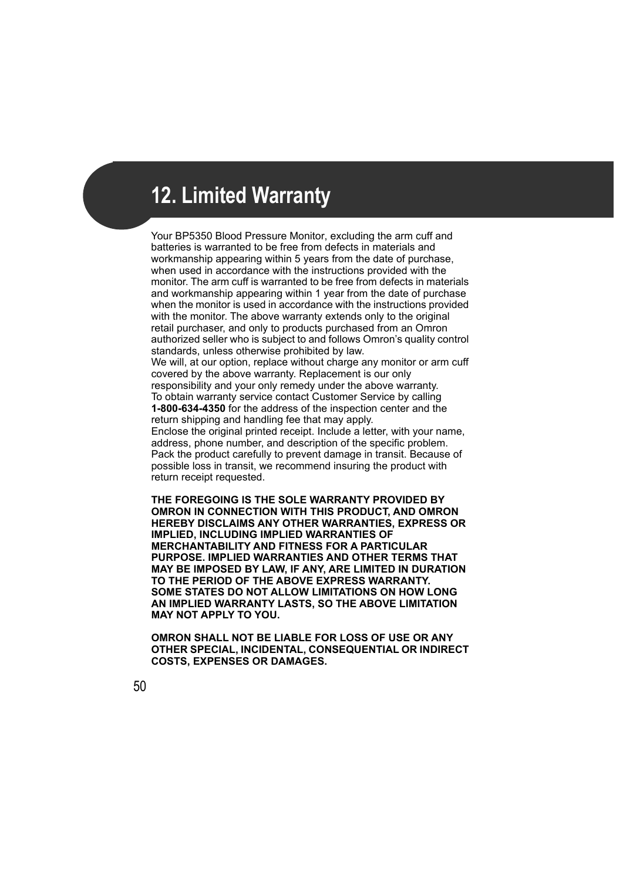# 12. Limited Warranty

Your BP5350 Blood Pressure Monitor, excluding the arm cuff and batteries is warranted to be free from defects in materials and workmanship appearing within 5 years from the date of purchase, when used in accordance with the instructions provided with the monitor. The arm cuff is warranted to be free from defects in materials and workmanship appearing within 1 year from the date of purchase when the monitor is used in accordance with the instructions provided with the monitor. The above warranty extends only to the original retail purchaser, and only to products purchased from an Omron authorized seller who is subject to and follows Omron's quality control standards, unless otherwise prohibited by law.
We will, at our option, replace without charge any monitor or arm cuff covered by the above warranty. Replacement is our only responsibility and your only remedy under the above warranty.
To obtain warranty service contact Customer Service by calling **1-800-634-4350** for the address of the inspection center and the return shipping and handling fee that may apply.
Enclose the original printed receipt. Include a letter, with your name, address, phone number, and description of the specific problem. Pack the product carefully to prevent damage in transit. Because of possible loss in transit, we recommend insuring the product with return receipt requested.

**THE FOREGOING IS THE SOLE WARRANTY PROVIDED BY OMRON IN CONNECTION WITH THIS PRODUCT, AND OMRON HEREBY DISCLAIMS ANY OTHER WARRANTIES, EXPRESS OR IMPLIED, INCLUDING IMPLIED WARRANTIES OF MERCHANTABILITY AND FITNESS FOR A PARTICULAR PURPOSE. IMPLIED WARRANTIES AND OTHER TERMS THAT MAY BE IMPOSED BY LAW, IF ANY, ARE LIMITED IN DURATION TO THE PERIOD OF THE ABOVE EXPRESS WARRANTY. SOME STATES DO NOT ALLOW LIMITATIONS ON HOW LONG AN IMPLIED WARRANTY LASTS, SO THE ABOVE LIMITATION MAY NOT APPLY TO YOU.**

**OMRON SHALL NOT BE LIABLE FOR LOSS OF USE OR ANY OTHER SPECIAL, INCIDENTAL, CONSEQUENTIAL OR INDIRECT COSTS, EXPENSES OR DAMAGES.**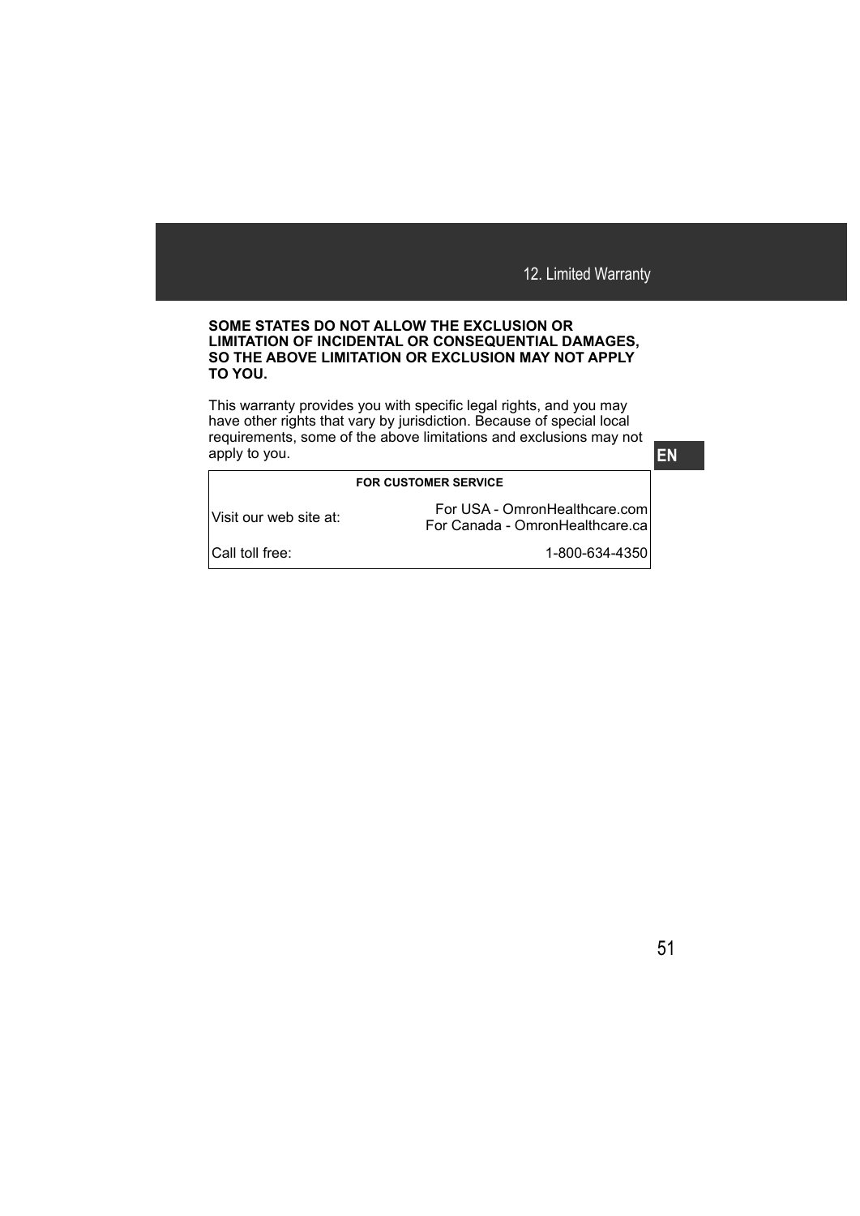**SOME STATES DO NOT ALLOW THE EXCLUSION OR LIMITATION OF INCIDENTAL OR CONSEQUENTIAL DAMAGES, SO THE ABOVE LIMITATION OR EXCLUSION MAY NOT APPLY TO YOU.**

This warranty provides you with specific legal rights, and you may have other rights that vary by jurisdiction. Because of special local requirements, some of the above limitations and exclusions may not apply to you.

| FOR CUSTOMER SERVICE | |
|---|---|
| Visit our web site at: | For USA - OmronHealthcare.com<br>For Canada - OmronHealthcare.ca |
| Call toll free: | 1-800-634-4350 |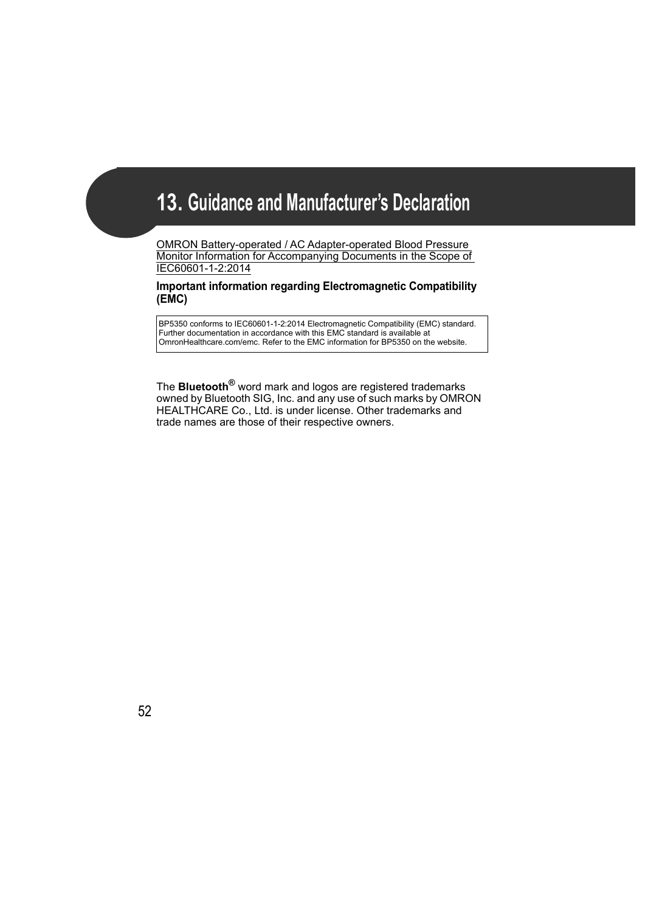# 13. Guidance and Manufacturer's Declaration

OMRON Battery-operated / AC Adapter-operated Blood Pressure Monitor Information for Accompanying Documents in the Scope of IEC60601-1-2:2014

**Important information regarding Electromagnetic Compatibility (EMC)**

| BP5350 conforms to IEC60601-1-2:2014 Electromagnetic Compatibility (EMC) standard. Further documentation in accordance with this EMC standard is available at OmronHealthcare.com/emc. Refer to the EMC information for BP5350 on the website. |
|---|

The **Bluetooth®** word mark and logos are registered trademarks owned by Bluetooth SIG, Inc. and any use of such marks by OMRON HEALTHCARE Co., Ltd. is under license. Other trademarks and trade names are those of their respective owners.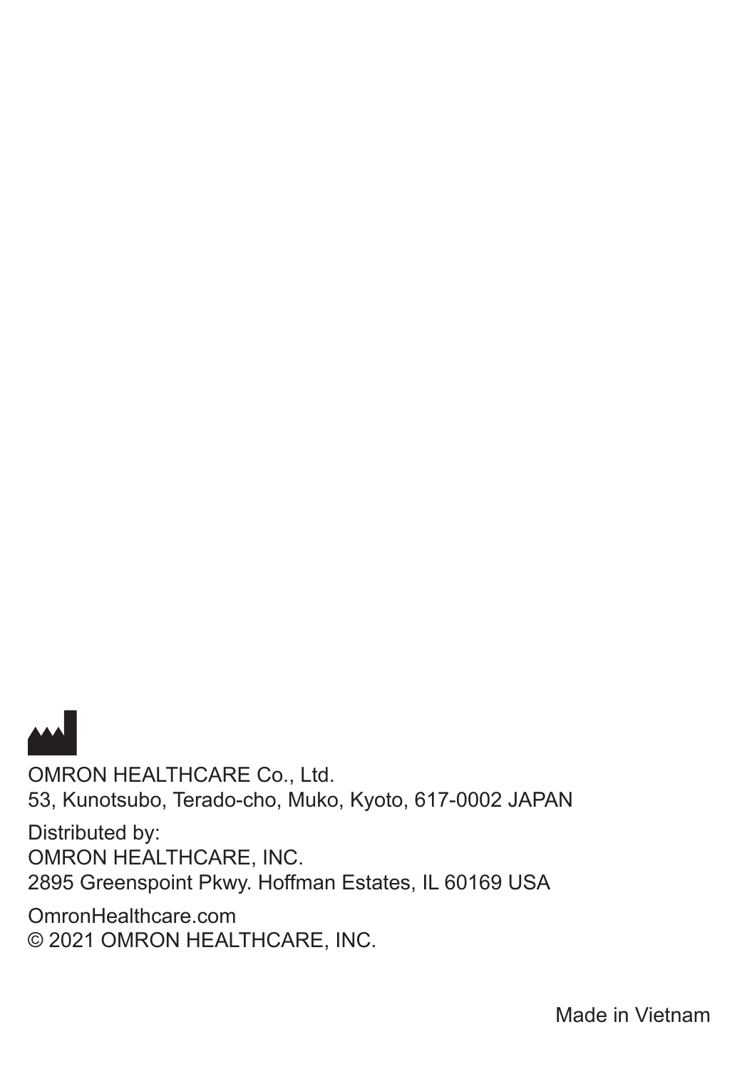OMRON HEALTHCARE Co., Ltd.
53, Kunotsubo, Terado-cho, Muko, Kyoto, 617-0002 JAPAN

Distributed by:
OMRON HEALTHCARE, INC.
2895 Greenspoint Pkwy. Hoffman Estates, IL 60169 USA

OmronHealthcare.com
© 2021 OMRON HEALTHCARE, INC.

Made in Vietnam